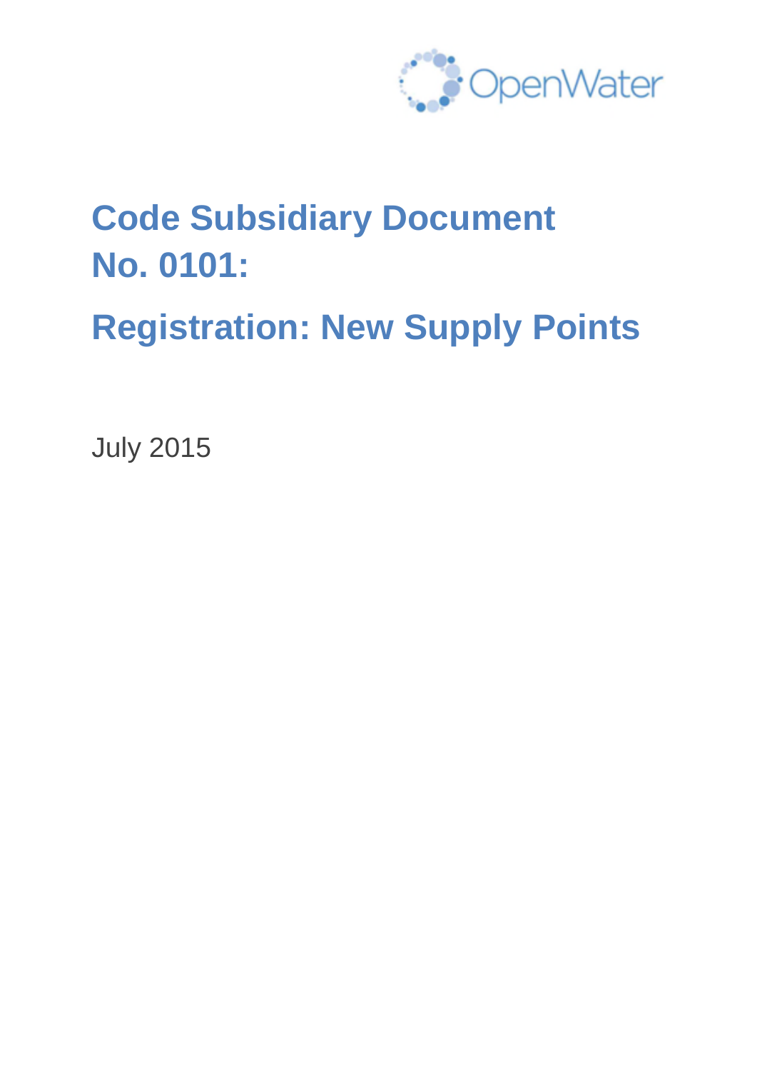OpenWater

# Code Subsidiary Document No. 0101:

# Registration: New Supply Points

July 2015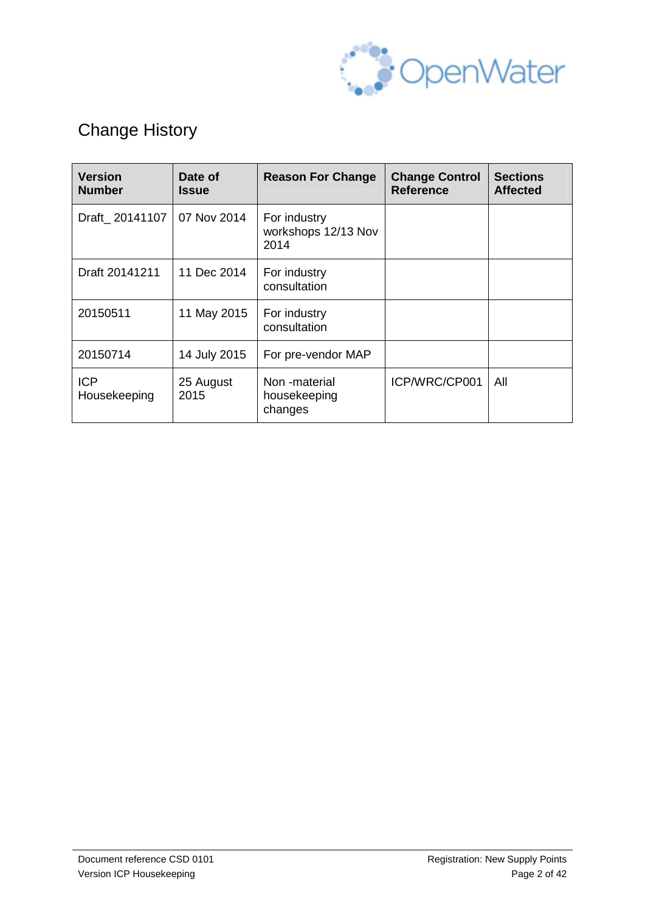# Change History

| Version Number | Date of Issue | Reason For Change | Change Control Reference | Sections Affected |
|---|---|---|---|---|
| Draft_ 20141107 | 07 Nov 2014 | For industry workshops 12/13 Nov 2014 | | |
| Draft 20141211 | 11 Dec 2014 | For industry consultation | | |
| 20150511 | 11 May 2015 | For industry consultation | | |
| 20150714 | 14 July 2015 | For pre-vendor MAP | | |
| ICP Housekeeping | 25 August 2015 | Non -material housekeeping changes | ICP/WRC/CP001 | All |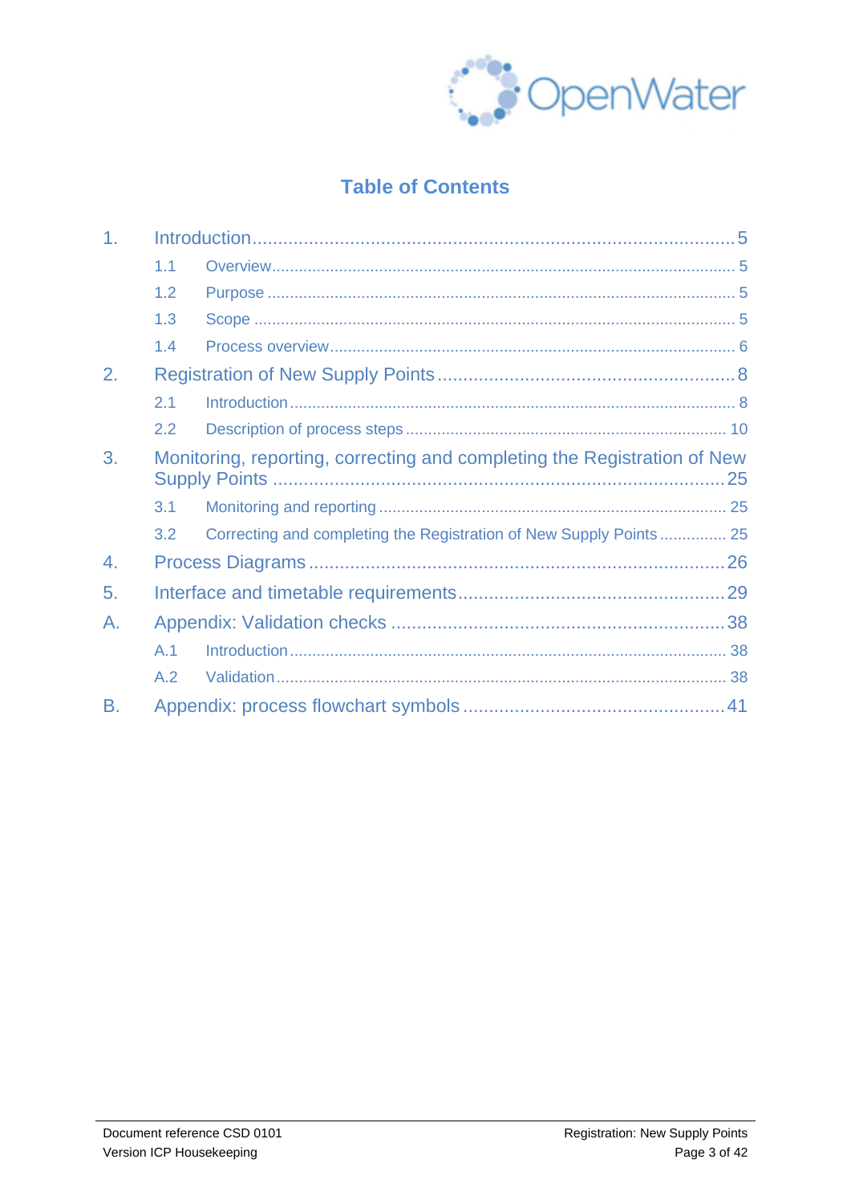# Table of Contents

1. Introduction ........................................................................................ 5
   - 1.1 Overview ........................................................................................ 5
   - 1.2 Purpose ........................................................................................ 5
   - 1.3 Scope ........................................................................................ 5
   - 1.4 Process overview ........................................................................................ 6
2. Registration of New Supply Points ........................................................................................ 8
   - 2.1 Introduction ........................................................................................ 8
   - 2.2 Description of process steps ........................................................................................ 10
3. Monitoring, reporting, correcting and completing the Registration of New Supply Points ........................................................................................ 25
   - 3.1 Monitoring and reporting ........................................................................................ 25
   - 3.2 Correcting and completing the Registration of New Supply Points ............... 25
4. Process Diagrams ........................................................................................ 26
5. Interface and timetable requirements ........................................................................................ 29

A. Appendix: Validation checks ........................................................................................ 38
   - A.1 Introduction ........................................................................................ 38
   - A.2 Validation ........................................................................................ 38

B. Appendix: process flowchart symbols ........................................................................................ 41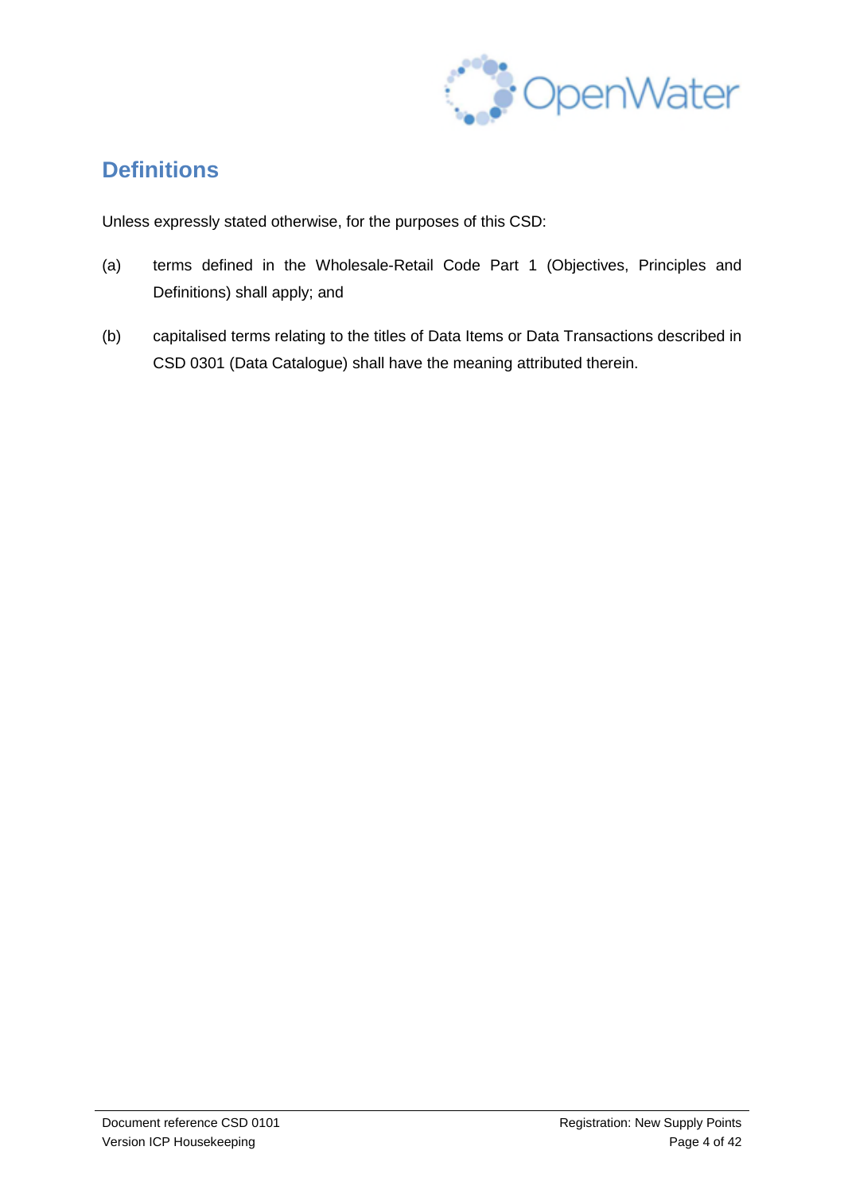# Definitions

Unless expressly stated otherwise, for the purposes of this CSD:

(a) terms defined in the Wholesale-Retail Code Part 1 (Objectives, Principles and Definitions) shall apply; and

(b) capitalised terms relating to the titles of Data Items or Data Transactions described in CSD 0301 (Data Catalogue) shall have the meaning attributed therein.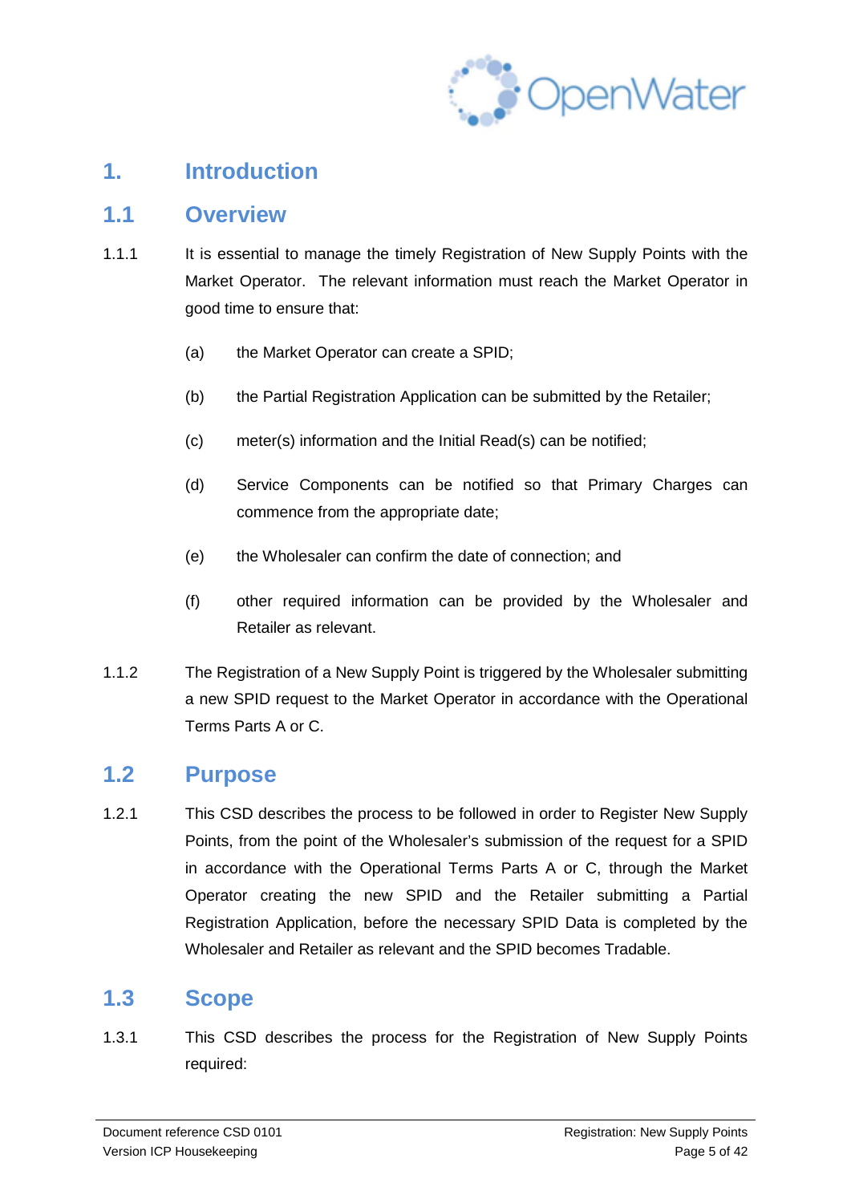# 1. Introduction

## 1.1 Overview

1.1.1 It is essential to manage the timely Registration of New Supply Points with the Market Operator. The relevant information must reach the Market Operator in good time to ensure that:

(a) the Market Operator can create a SPID;

(b) the Partial Registration Application can be submitted by the Retailer;

(c) meter(s) information and the Initial Read(s) can be notified;

(d) Service Components can be notified so that Primary Charges can commence from the appropriate date;

(e) the Wholesaler can confirm the date of connection; and

(f) other required information can be provided by the Wholesaler and Retailer as relevant.

1.1.2 The Registration of a New Supply Point is triggered by the Wholesaler submitting a new SPID request to the Market Operator in accordance with the Operational Terms Parts A or C.

## 1.2 Purpose

1.2.1 This CSD describes the process to be followed in order to Register New Supply Points, from the point of the Wholesaler's submission of the request for a SPID in accordance with the Operational Terms Parts A or C, through the Market Operator creating the new SPID and the Retailer submitting a Partial Registration Application, before the necessary SPID Data is completed by the Wholesaler and Retailer as relevant and the SPID becomes Tradable.

## 1.3 Scope

1.3.1 This CSD describes the process for the Registration of New Supply Points required: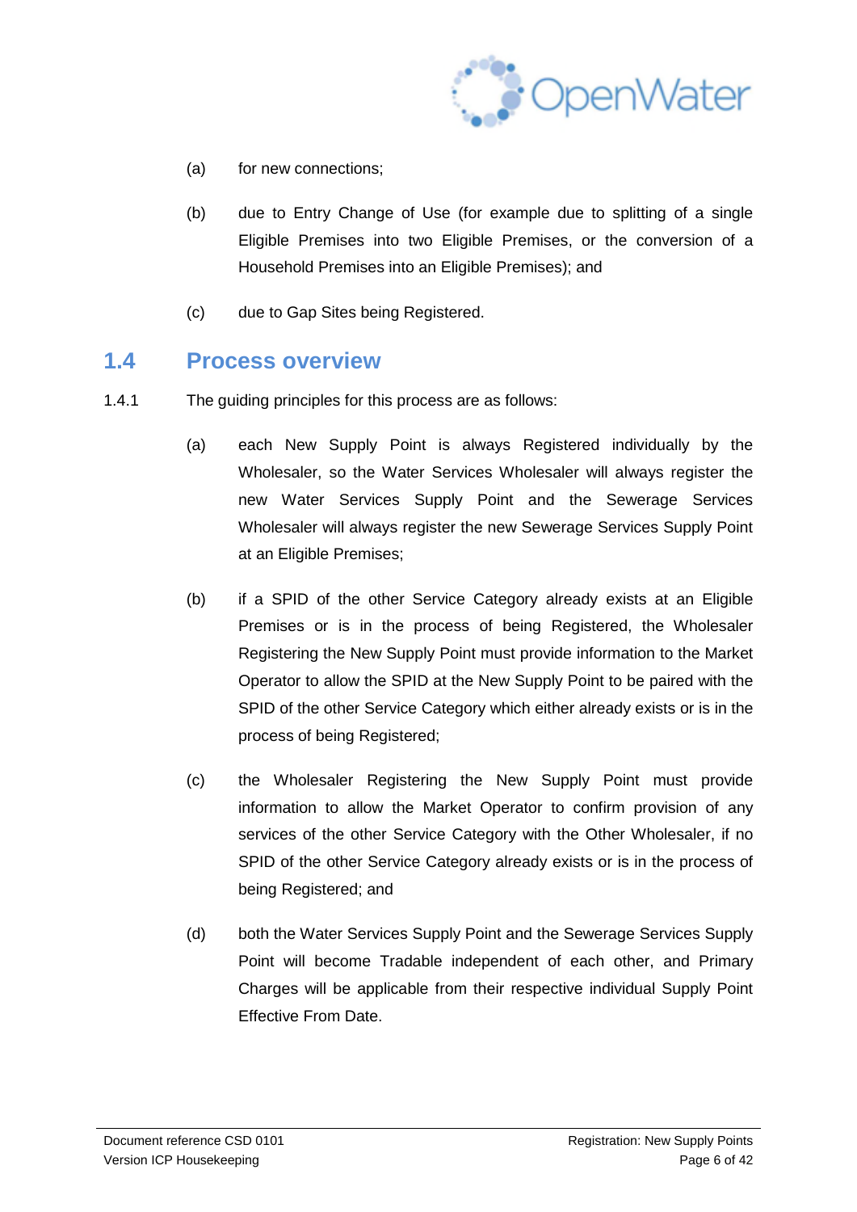(a) for new connections;

(b) due to Entry Change of Use (for example due to splitting of a single Eligible Premises into two Eligible Premises, or the conversion of a Household Premises into an Eligible Premises); and

(c) due to Gap Sites being Registered.

## 1.4 Process overview

1.4.1 The guiding principles for this process are as follows:

(a) each New Supply Point is always Registered individually by the Wholesaler, so the Water Services Wholesaler will always register the new Water Services Supply Point and the Sewerage Services Wholesaler will always register the new Sewerage Services Supply Point at an Eligible Premises;

(b) if a SPID of the other Service Category already exists at an Eligible Premises or is in the process of being Registered, the Wholesaler Registering the New Supply Point must provide information to the Market Operator to allow the SPID at the New Supply Point to be paired with the SPID of the other Service Category which either already exists or is in the process of being Registered;

(c) the Wholesaler Registering the New Supply Point must provide information to allow the Market Operator to confirm provision of any services of the other Service Category with the Other Wholesaler, if no SPID of the other Service Category already exists or is in the process of being Registered; and

(d) both the Water Services Supply Point and the Sewerage Services Supply Point will become Tradable independent of each other, and Primary Charges will be applicable from their respective individual Supply Point Effective From Date.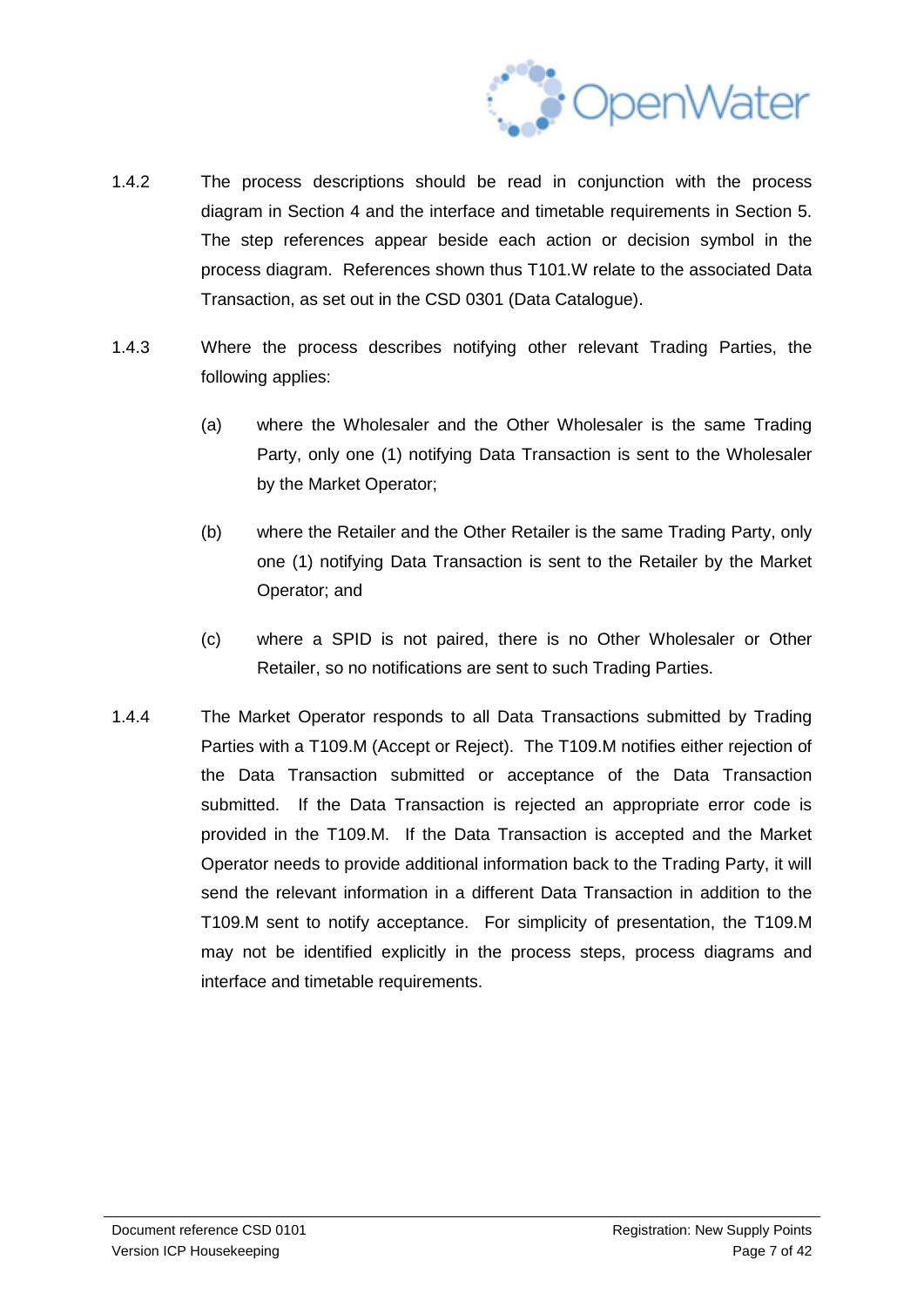1.4.2 The process descriptions should be read in conjunction with the process diagram in Section 4 and the interface and timetable requirements in Section 5. The step references appear beside each action or decision symbol in the process diagram. References shown thus T101.W relate to the associated Data Transaction, as set out in the CSD 0301 (Data Catalogue).

1.4.3 Where the process describes notifying other relevant Trading Parties, the following applies:

(a) where the Wholesaler and the Other Wholesaler is the same Trading Party, only one (1) notifying Data Transaction is sent to the Wholesaler by the Market Operator;

(b) where the Retailer and the Other Retailer is the same Trading Party, only one (1) notifying Data Transaction is sent to the Retailer by the Market Operator; and

(c) where a SPID is not paired, there is no Other Wholesaler or Other Retailer, so no notifications are sent to such Trading Parties.

1.4.4 The Market Operator responds to all Data Transactions submitted by Trading Parties with a T109.M (Accept or Reject). The T109.M notifies either rejection of the Data Transaction submitted or acceptance of the Data Transaction submitted. If the Data Transaction is rejected an appropriate error code is provided in the T109.M. If the Data Transaction is accepted and the Market Operator needs to provide additional information back to the Trading Party, it will send the relevant information in a different Data Transaction in addition to the T109.M sent to notify acceptance. For simplicity of presentation, the T109.M may not be identified explicitly in the process steps, process diagrams and interface and timetable requirements.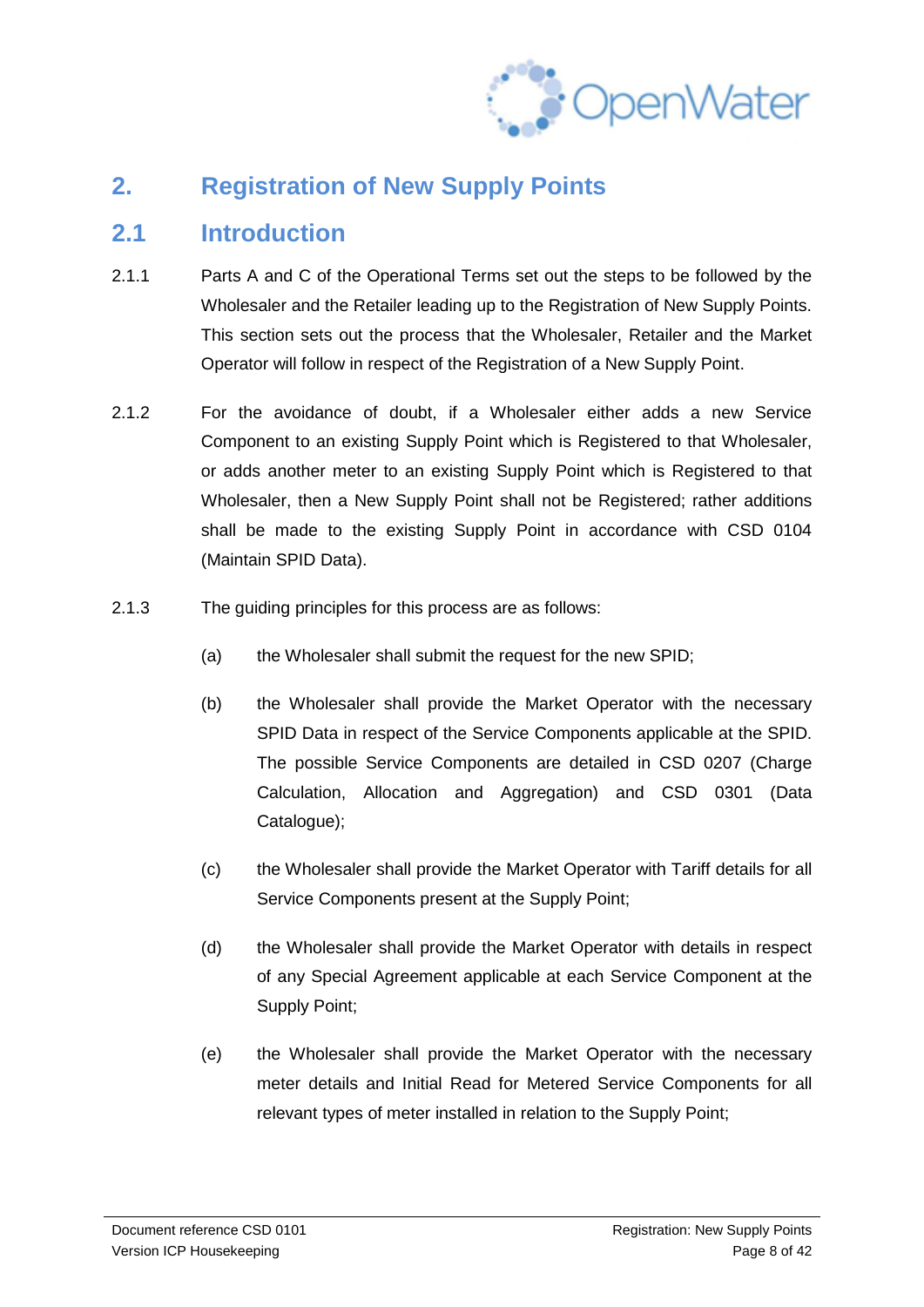## 2. Registration of New Supply Points

### 2.1 Introduction

2.1.1 Parts A and C of the Operational Terms set out the steps to be followed by the Wholesaler and the Retailer leading up to the Registration of New Supply Points. This section sets out the process that the Wholesaler, Retailer and the Market Operator will follow in respect of the Registration of a New Supply Point.

2.1.2 For the avoidance of doubt, if a Wholesaler either adds a new Service Component to an existing Supply Point which is Registered to that Wholesaler, or adds another meter to an existing Supply Point which is Registered to that Wholesaler, then a New Supply Point shall not be Registered; rather additions shall be made to the existing Supply Point in accordance with CSD 0104 (Maintain SPID Data).

2.1.3 The guiding principles for this process are as follows:

(a) the Wholesaler shall submit the request for the new SPID;

(b) the Wholesaler shall provide the Market Operator with the necessary SPID Data in respect of the Service Components applicable at the SPID. The possible Service Components are detailed in CSD 0207 (Charge Calculation, Allocation and Aggregation) and CSD 0301 (Data Catalogue);

(c) the Wholesaler shall provide the Market Operator with Tariff details for all Service Components present at the Supply Point;

(d) the Wholesaler shall provide the Market Operator with details in respect of any Special Agreement applicable at each Service Component at the Supply Point;

(e) the Wholesaler shall provide the Market Operator with the necessary meter details and Initial Read for Metered Service Components for all relevant types of meter installed in relation to the Supply Point;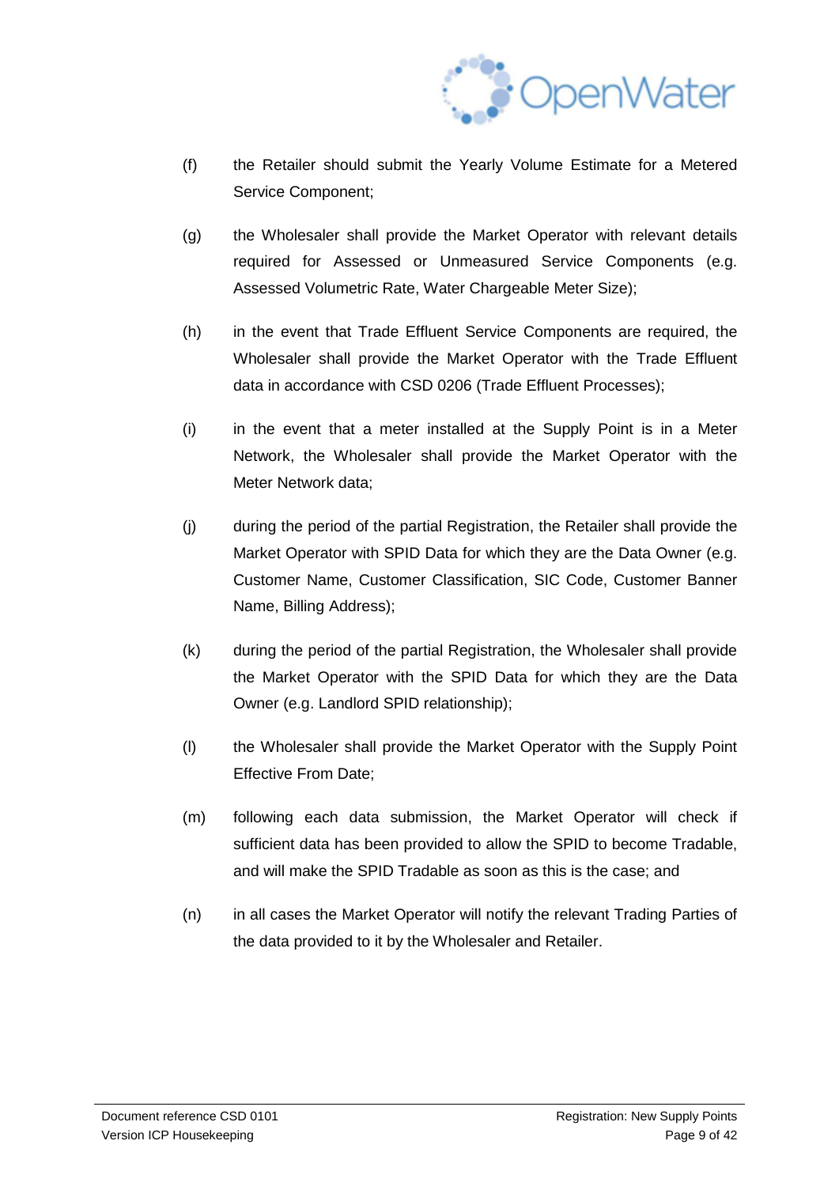(f) the Retailer should submit the Yearly Volume Estimate for a Metered Service Component;

(g) the Wholesaler shall provide the Market Operator with relevant details required for Assessed or Unmeasured Service Components (e.g. Assessed Volumetric Rate, Water Chargeable Meter Size);

(h) in the event that Trade Effluent Service Components are required, the Wholesaler shall provide the Market Operator with the Trade Effluent data in accordance with CSD 0206 (Trade Effluent Processes);

(i) in the event that a meter installed at the Supply Point is in a Meter Network, the Wholesaler shall provide the Market Operator with the Meter Network data;

(j) during the period of the partial Registration, the Retailer shall provide the Market Operator with SPID Data for which they are the Data Owner (e.g. Customer Name, Customer Classification, SIC Code, Customer Banner Name, Billing Address);

(k) during the period of the partial Registration, the Wholesaler shall provide the Market Operator with the SPID Data for which they are the Data Owner (e.g. Landlord SPID relationship);

(l) the Wholesaler shall provide the Market Operator with the Supply Point Effective From Date;

(m) following each data submission, the Market Operator will check if sufficient data has been provided to allow the SPID to become Tradable, and will make the SPID Tradable as soon as this is the case; and

(n) in all cases the Market Operator will notify the relevant Trading Parties of the data provided to it by the Wholesaler and Retailer.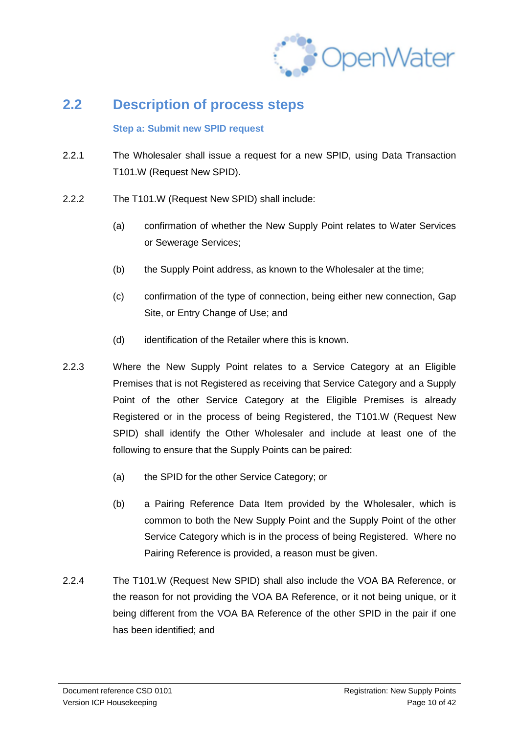## 2.2 Description of process steps

### Step a: Submit new SPID request

2.2.1 The Wholesaler shall issue a request for a new SPID, using Data Transaction T101.W (Request New SPID).

2.2.2 The T101.W (Request New SPID) shall include:

(a) confirmation of whether the New Supply Point relates to Water Services or Sewerage Services;

(b) the Supply Point address, as known to the Wholesaler at the time;

(c) confirmation of the type of connection, being either new connection, Gap Site, or Entry Change of Use; and

(d) identification of the Retailer where this is known.

2.2.3 Where the New Supply Point relates to a Service Category at an Eligible Premises that is not Registered as receiving that Service Category and a Supply Point of the other Service Category at the Eligible Premises is already Registered or in the process of being Registered, the T101.W (Request New SPID) shall identify the Other Wholesaler and include at least one of the following to ensure that the Supply Points can be paired:

(a) the SPID for the other Service Category; or

(b) a Pairing Reference Data Item provided by the Wholesaler, which is common to both the New Supply Point and the Supply Point of the other Service Category which is in the process of being Registered. Where no Pairing Reference is provided, a reason must be given.

2.2.4 The T101.W (Request New SPID) shall also include the VOA BA Reference, or the reason for not providing the VOA BA Reference, or it not being unique, or it being different from the VOA BA Reference of the other SPID in the pair if one has been identified; and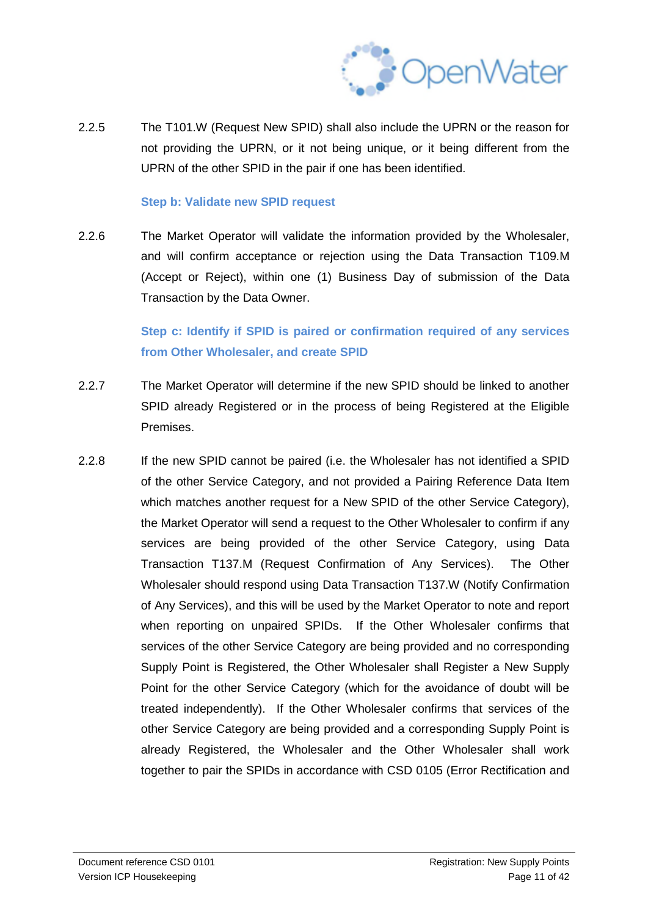2.2.5 The T101.W (Request New SPID) shall also include the UPRN or the reason for not providing the UPRN, or it not being unique, or it being different from the UPRN of the other SPID in the pair if one has been identified.

**Step b: Validate new SPID request**

2.2.6 The Market Operator will validate the information provided by the Wholesaler, and will confirm acceptance or rejection using the Data Transaction T109.M (Accept or Reject), within one (1) Business Day of submission of the Data Transaction by the Data Owner.

**Step c: Identify if SPID is paired or confirmation required of any services from Other Wholesaler, and create SPID**

2.2.7 The Market Operator will determine if the new SPID should be linked to another SPID already Registered or in the process of being Registered at the Eligible Premises.

2.2.8 If the new SPID cannot be paired (i.e. the Wholesaler has not identified a SPID of the other Service Category, and not provided a Pairing Reference Data Item which matches another request for a New SPID of the other Service Category), the Market Operator will send a request to the Other Wholesaler to confirm if any services are being provided of the other Service Category, using Data Transaction T137.M (Request Confirmation of Any Services). The Other Wholesaler should respond using Data Transaction T137.W (Notify Confirmation of Any Services), and this will be used by the Market Operator to note and report when reporting on unpaired SPIDs. If the Other Wholesaler confirms that services of the other Service Category are being provided and no corresponding Supply Point is Registered, the Other Wholesaler shall Register a New Supply Point for the other Service Category (which for the avoidance of doubt will be treated independently). If the Other Wholesaler confirms that services of the other Service Category are being provided and a corresponding Supply Point is already Registered, the Wholesaler and the Other Wholesaler shall work together to pair the SPIDs in accordance with CSD 0105 (Error Rectification and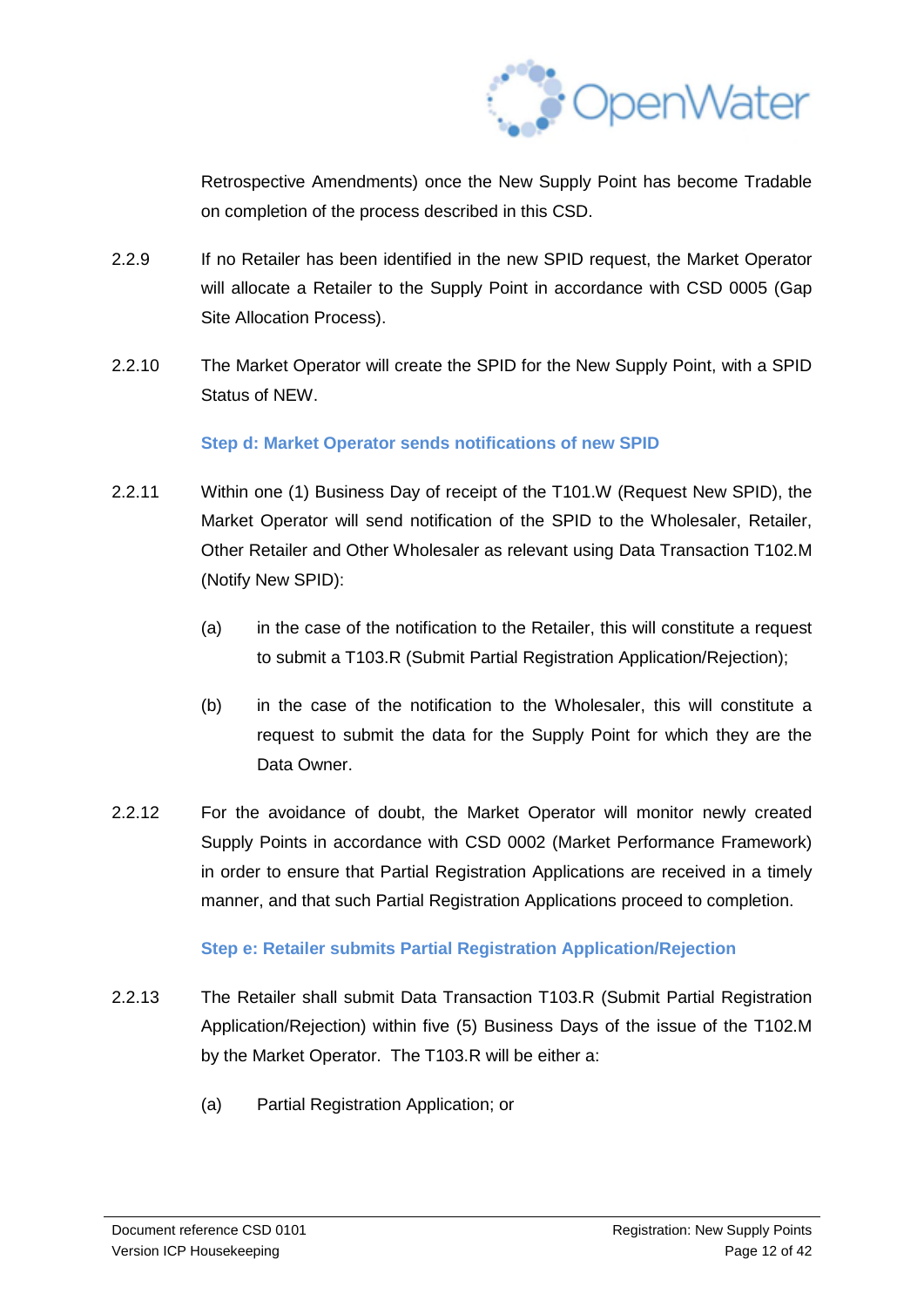Retrospective Amendments) once the New Supply Point has become Tradable on completion of the process described in this CSD.

2.2.9 If no Retailer has been identified in the new SPID request, the Market Operator will allocate a Retailer to the Supply Point in accordance with CSD 0005 (Gap Site Allocation Process).

2.2.10 The Market Operator will create the SPID for the New Supply Point, with a SPID Status of NEW.

**Step d: Market Operator sends notifications of new SPID**

2.2.11 Within one (1) Business Day of receipt of the T101.W (Request New SPID), the Market Operator will send notification of the SPID to the Wholesaler, Retailer, Other Retailer and Other Wholesaler as relevant using Data Transaction T102.M (Notify New SPID):

(a) in the case of the notification to the Retailer, this will constitute a request to submit a T103.R (Submit Partial Registration Application/Rejection);

(b) in the case of the notification to the Wholesaler, this will constitute a request to submit the data for the Supply Point for which they are the Data Owner.

2.2.12 For the avoidance of doubt, the Market Operator will monitor newly created Supply Points in accordance with CSD 0002 (Market Performance Framework) in order to ensure that Partial Registration Applications are received in a timely manner, and that such Partial Registration Applications proceed to completion.

**Step e: Retailer submits Partial Registration Application/Rejection**

2.2.13 The Retailer shall submit Data Transaction T103.R (Submit Partial Registration Application/Rejection) within five (5) Business Days of the issue of the T102.M by the Market Operator. The T103.R will be either a:

(a) Partial Registration Application; or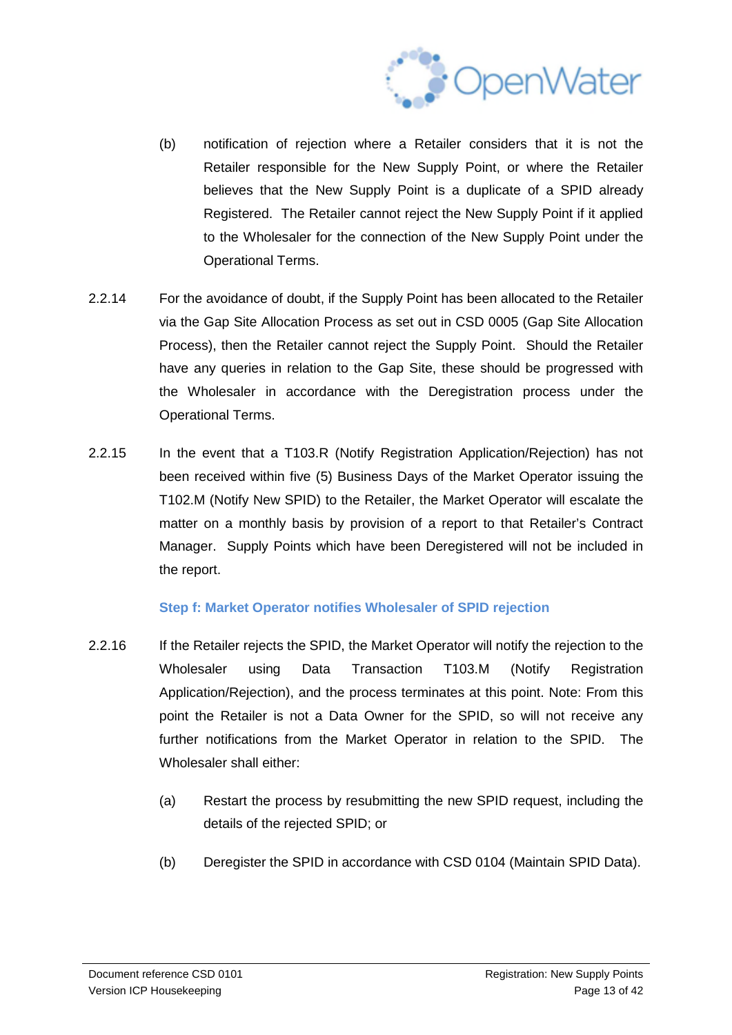(b) notification of rejection where a Retailer considers that it is not the Retailer responsible for the New Supply Point, or where the Retailer believes that the New Supply Point is a duplicate of a SPID already Registered. The Retailer cannot reject the New Supply Point if it applied to the Wholesaler for the connection of the New Supply Point under the Operational Terms.

2.2.14 For the avoidance of doubt, if the Supply Point has been allocated to the Retailer via the Gap Site Allocation Process as set out in CSD 0005 (Gap Site Allocation Process), then the Retailer cannot reject the Supply Point. Should the Retailer have any queries in relation to the Gap Site, these should be progressed with the Wholesaler in accordance with the Deregistration process under the Operational Terms.

2.2.15 In the event that a T103.R (Notify Registration Application/Rejection) has not been received within five (5) Business Days of the Market Operator issuing the T102.M (Notify New SPID) to the Retailer, the Market Operator will escalate the matter on a monthly basis by provision of a report to that Retailer's Contract Manager. Supply Points which have been Deregistered will not be included in the report.

### Step f: Market Operator notifies Wholesaler of SPID rejection

2.2.16 If the Retailer rejects the SPID, the Market Operator will notify the rejection to the Wholesaler using Data Transaction T103.M (Notify Registration Application/Rejection), and the process terminates at this point. Note: From this point the Retailer is not a Data Owner for the SPID, so will not receive any further notifications from the Market Operator in relation to the SPID. The Wholesaler shall either:

(a) Restart the process by resubmitting the new SPID request, including the details of the rejected SPID; or

(b) Deregister the SPID in accordance with CSD 0104 (Maintain SPID Data).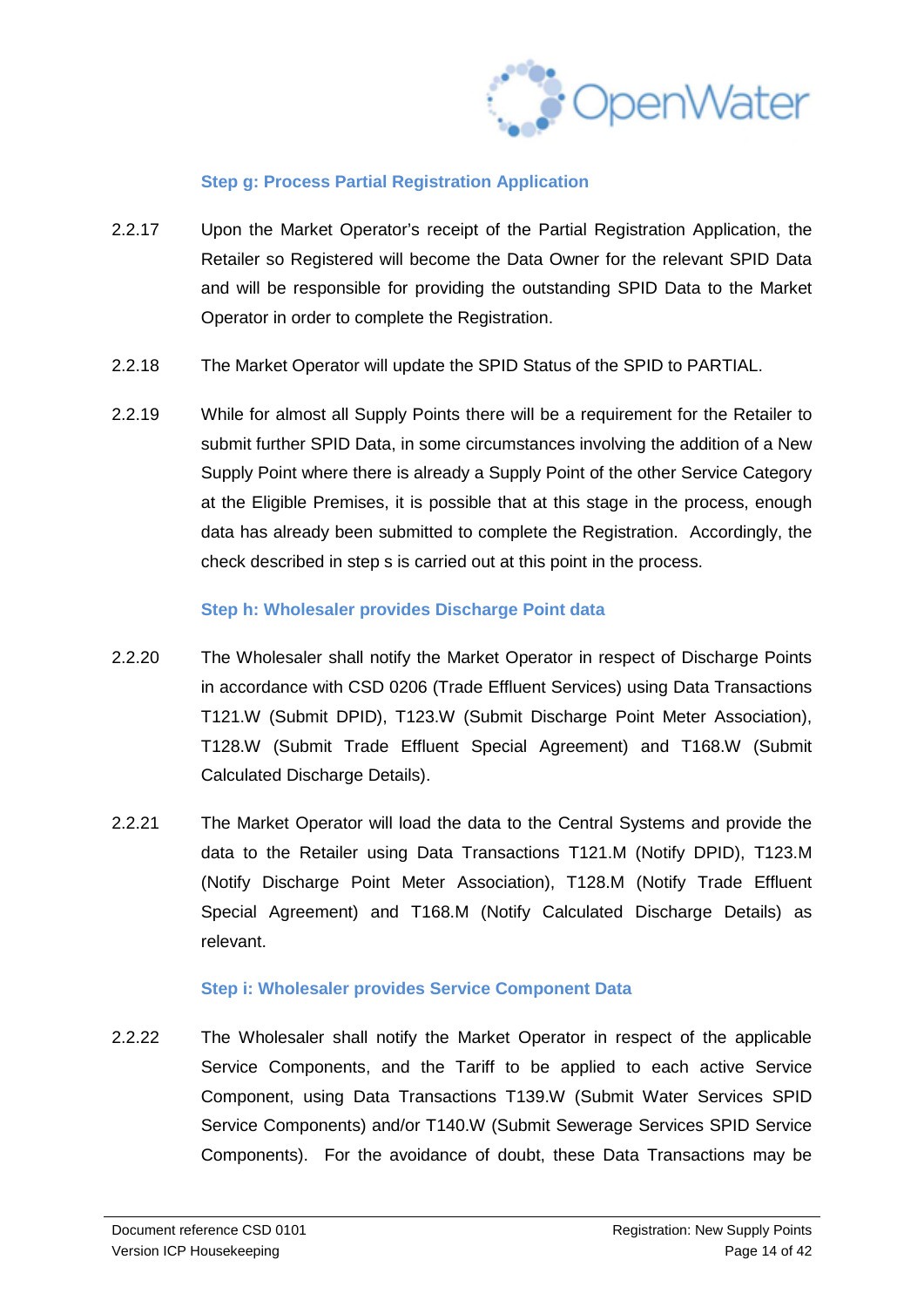### Step g: Process Partial Registration Application

2.2.17 Upon the Market Operator's receipt of the Partial Registration Application, the Retailer so Registered will become the Data Owner for the relevant SPID Data and will be responsible for providing the outstanding SPID Data to the Market Operator in order to complete the Registration.

2.2.18 The Market Operator will update the SPID Status of the SPID to PARTIAL.

2.2.19 While for almost all Supply Points there will be a requirement for the Retailer to submit further SPID Data, in some circumstances involving the addition of a New Supply Point where there is already a Supply Point of the other Service Category at the Eligible Premises, it is possible that at this stage in the process, enough data has already been submitted to complete the Registration. Accordingly, the check described in step s is carried out at this point in the process.

### Step h: Wholesaler provides Discharge Point data

2.2.20 The Wholesaler shall notify the Market Operator in respect of Discharge Points in accordance with CSD 0206 (Trade Effluent Services) using Data Transactions T121.W (Submit DPID), T123.W (Submit Discharge Point Meter Association), T128.W (Submit Trade Effluent Special Agreement) and T168.W (Submit Calculated Discharge Details).

2.2.21 The Market Operator will load the data to the Central Systems and provide the data to the Retailer using Data Transactions T121.M (Notify DPID), T123.M (Notify Discharge Point Meter Association), T128.M (Notify Trade Effluent Special Agreement) and T168.M (Notify Calculated Discharge Details) as relevant.

### Step i: Wholesaler provides Service Component Data

2.2.22 The Wholesaler shall notify the Market Operator in respect of the applicable Service Components, and the Tariff to be applied to each active Service Component, using Data Transactions T139.W (Submit Water Services SPID Service Components) and/or T140.W (Submit Sewerage Services SPID Service Components). For the avoidance of doubt, these Data Transactions may be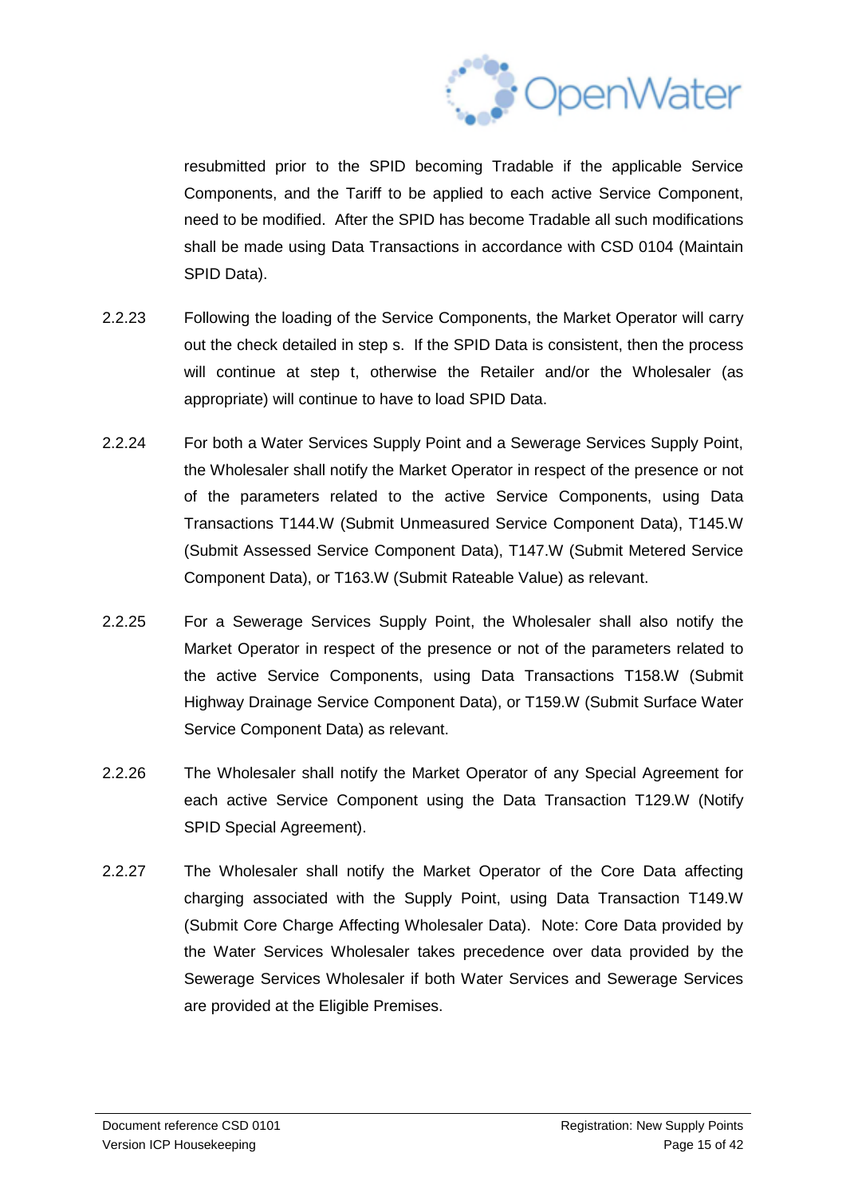resubmitted prior to the SPID becoming Tradable if the applicable Service Components, and the Tariff to be applied to each active Service Component, need to be modified. After the SPID has become Tradable all such modifications shall be made using Data Transactions in accordance with CSD 0104 (Maintain SPID Data).

2.2.23 Following the loading of the Service Components, the Market Operator will carry out the check detailed in step s. If the SPID Data is consistent, then the process will continue at step t, otherwise the Retailer and/or the Wholesaler (as appropriate) will continue to have to load SPID Data.

2.2.24 For both a Water Services Supply Point and a Sewerage Services Supply Point, the Wholesaler shall notify the Market Operator in respect of the presence or not of the parameters related to the active Service Components, using Data Transactions T144.W (Submit Unmeasured Service Component Data), T145.W (Submit Assessed Service Component Data), T147.W (Submit Metered Service Component Data), or T163.W (Submit Rateable Value) as relevant.

2.2.25 For a Sewerage Services Supply Point, the Wholesaler shall also notify the Market Operator in respect of the presence or not of the parameters related to the active Service Components, using Data Transactions T158.W (Submit Highway Drainage Service Component Data), or T159.W (Submit Surface Water Service Component Data) as relevant.

2.2.26 The Wholesaler shall notify the Market Operator of any Special Agreement for each active Service Component using the Data Transaction T129.W (Notify SPID Special Agreement).

2.2.27 The Wholesaler shall notify the Market Operator of the Core Data affecting charging associated with the Supply Point, using Data Transaction T149.W (Submit Core Charge Affecting Wholesaler Data). Note: Core Data provided by the Water Services Wholesaler takes precedence over data provided by the Sewerage Services Wholesaler if both Water Services and Sewerage Services are provided at the Eligible Premises.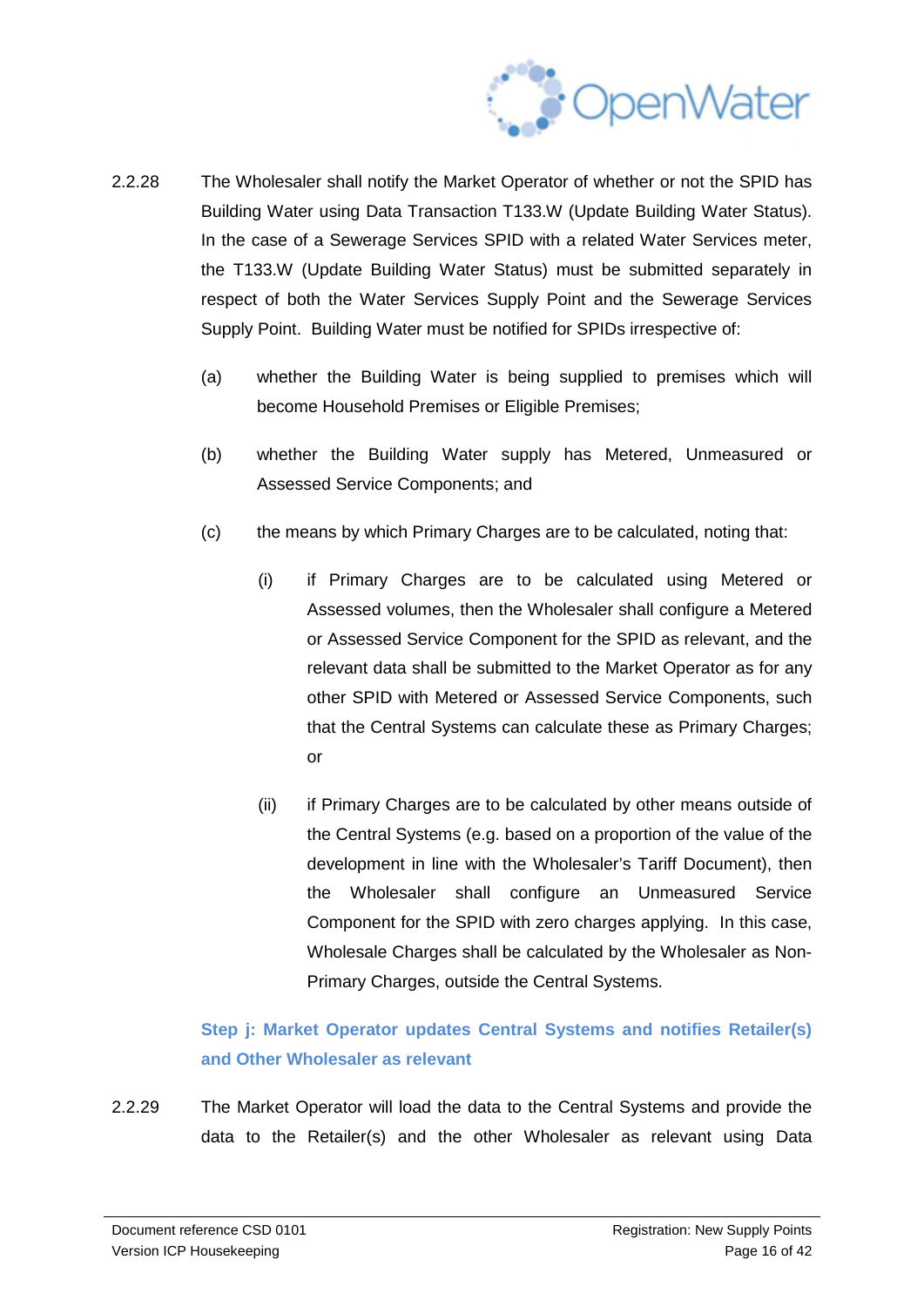2.2.28 The Wholesaler shall notify the Market Operator of whether or not the SPID has Building Water using Data Transaction T133.W (Update Building Water Status). In the case of a Sewerage Services SPID with a related Water Services meter, the T133.W (Update Building Water Status) must be submitted separately in respect of both the Water Services Supply Point and the Sewerage Services Supply Point. Building Water must be notified for SPIDs irrespective of:

(a) whether the Building Water is being supplied to premises which will become Household Premises or Eligible Premises;

(b) whether the Building Water supply has Metered, Unmeasured or Assessed Service Components; and

(c) the means by which Primary Charges are to be calculated, noting that:

(i) if Primary Charges are to be calculated using Metered or Assessed volumes, then the Wholesaler shall configure a Metered or Assessed Service Component for the SPID as relevant, and the relevant data shall be submitted to the Market Operator as for any other SPID with Metered or Assessed Service Components, such that the Central Systems can calculate these as Primary Charges; or

(ii) if Primary Charges are to be calculated by other means outside of the Central Systems (e.g. based on a proportion of the value of the development in line with the Wholesaler's Tariff Document), then the Wholesaler shall configure an Unmeasured Service Component for the SPID with zero charges applying. In this case, Wholesale Charges shall be calculated by the Wholesaler as Non-Primary Charges, outside the Central Systems.

**Step j: Market Operator updates Central Systems and notifies Retailer(s) and Other Wholesaler as relevant**

2.2.29 The Market Operator will load the data to the Central Systems and provide the data to the Retailer(s) and the other Wholesaler as relevant using Data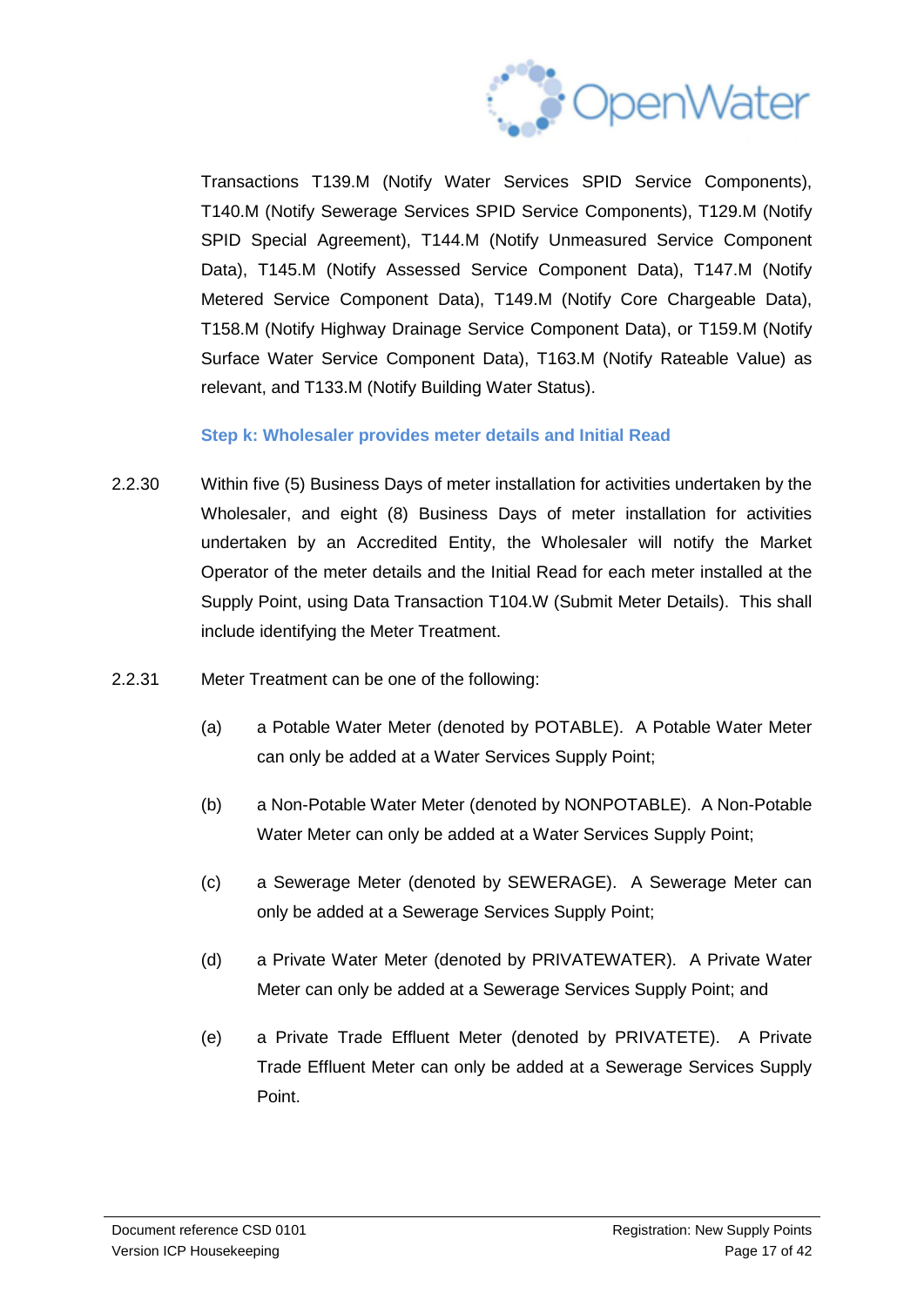Transactions T139.M (Notify Water Services SPID Service Components), T140.M (Notify Sewerage Services SPID Service Components), T129.M (Notify SPID Special Agreement), T144.M (Notify Unmeasured Service Component Data), T145.M (Notify Assessed Service Component Data), T147.M (Notify Metered Service Component Data), T149.M (Notify Core Chargeable Data), T158.M (Notify Highway Drainage Service Component Data), or T159.M (Notify Surface Water Service Component Data), T163.M (Notify Rateable Value) as relevant, and T133.M (Notify Building Water Status).

#### Step k: Wholesaler provides meter details and Initial Read

2.2.30 Within five (5) Business Days of meter installation for activities undertaken by the Wholesaler, and eight (8) Business Days of meter installation for activities undertaken by an Accredited Entity, the Wholesaler will notify the Market Operator of the meter details and the Initial Read for each meter installed at the Supply Point, using Data Transaction T104.W (Submit Meter Details). This shall include identifying the Meter Treatment.

2.2.31 Meter Treatment can be one of the following:

(a) a Potable Water Meter (denoted by POTABLE). A Potable Water Meter can only be added at a Water Services Supply Point;

(b) a Non-Potable Water Meter (denoted by NONPOTABLE). A Non-Potable Water Meter can only be added at a Water Services Supply Point;

(c) a Sewerage Meter (denoted by SEWERAGE). A Sewerage Meter can only be added at a Sewerage Services Supply Point;

(d) a Private Water Meter (denoted by PRIVATEWATER). A Private Water Meter can only be added at a Sewerage Services Supply Point; and

(e) a Private Trade Effluent Meter (denoted by PRIVATETE). A Private Trade Effluent Meter can only be added at a Sewerage Services Supply Point.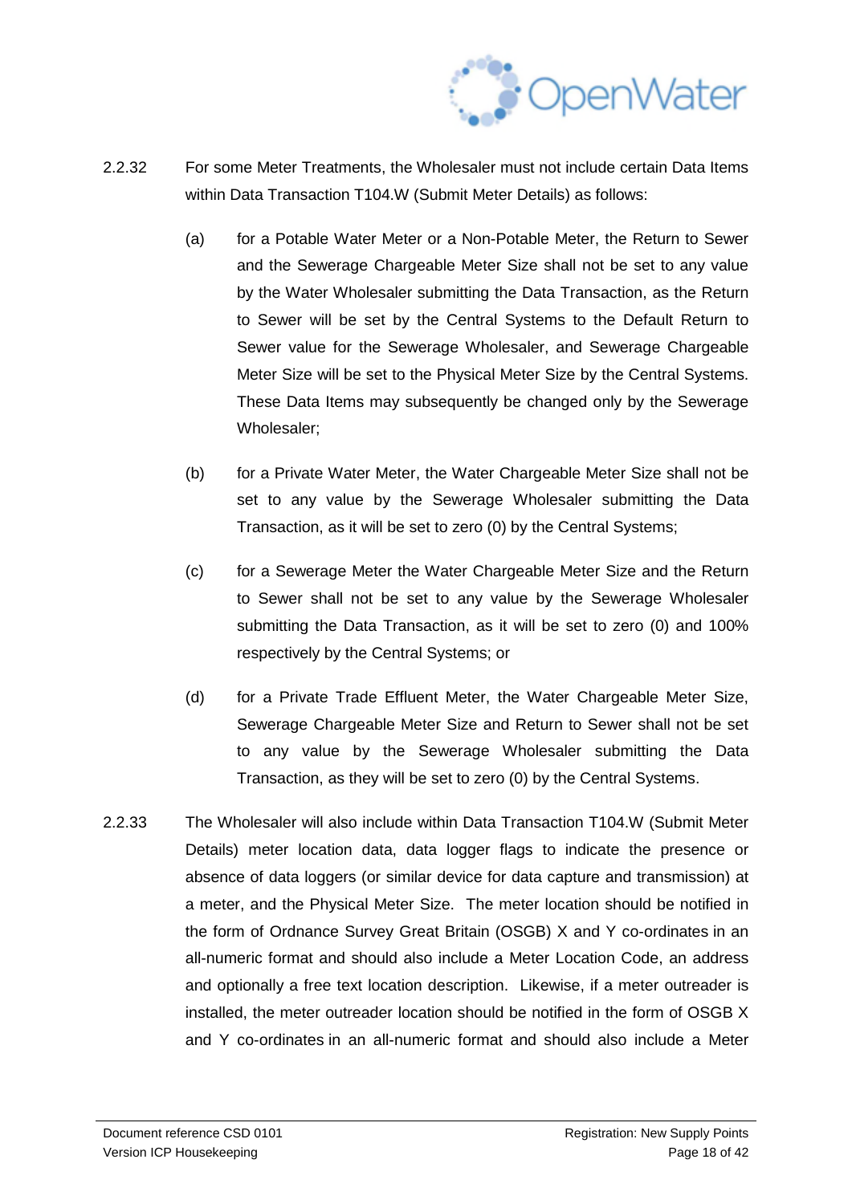2.2.32 For some Meter Treatments, the Wholesaler must not include certain Data Items within Data Transaction T104.W (Submit Meter Details) as follows:

(a) for a Potable Water Meter or a Non-Potable Meter, the Return to Sewer and the Sewerage Chargeable Meter Size shall not be set to any value by the Water Wholesaler submitting the Data Transaction, as the Return to Sewer will be set by the Central Systems to the Default Return to Sewer value for the Sewerage Wholesaler, and Sewerage Chargeable Meter Size will be set to the Physical Meter Size by the Central Systems. These Data Items may subsequently be changed only by the Sewerage Wholesaler;

(b) for a Private Water Meter, the Water Chargeable Meter Size shall not be set to any value by the Sewerage Wholesaler submitting the Data Transaction, as it will be set to zero (0) by the Central Systems;

(c) for a Sewerage Meter the Water Chargeable Meter Size and the Return to Sewer shall not be set to any value by the Sewerage Wholesaler submitting the Data Transaction, as it will be set to zero (0) and 100% respectively by the Central Systems; or

(d) for a Private Trade Effluent Meter, the Water Chargeable Meter Size, Sewerage Chargeable Meter Size and Return to Sewer shall not be set to any value by the Sewerage Wholesaler submitting the Data Transaction, as they will be set to zero (0) by the Central Systems.

2.2.33 The Wholesaler will also include within Data Transaction T104.W (Submit Meter Details) meter location data, data logger flags to indicate the presence or absence of data loggers (or similar device for data capture and transmission) at a meter, and the Physical Meter Size. The meter location should be notified in the form of Ordnance Survey Great Britain (OSGB) X and Y co-ordinates in an all-numeric format and should also include a Meter Location Code, an address and optionally a free text location description. Likewise, if a meter outreader is installed, the meter outreader location should be notified in the form of OSGB X and Y co-ordinates in an all-numeric format and should also include a Meter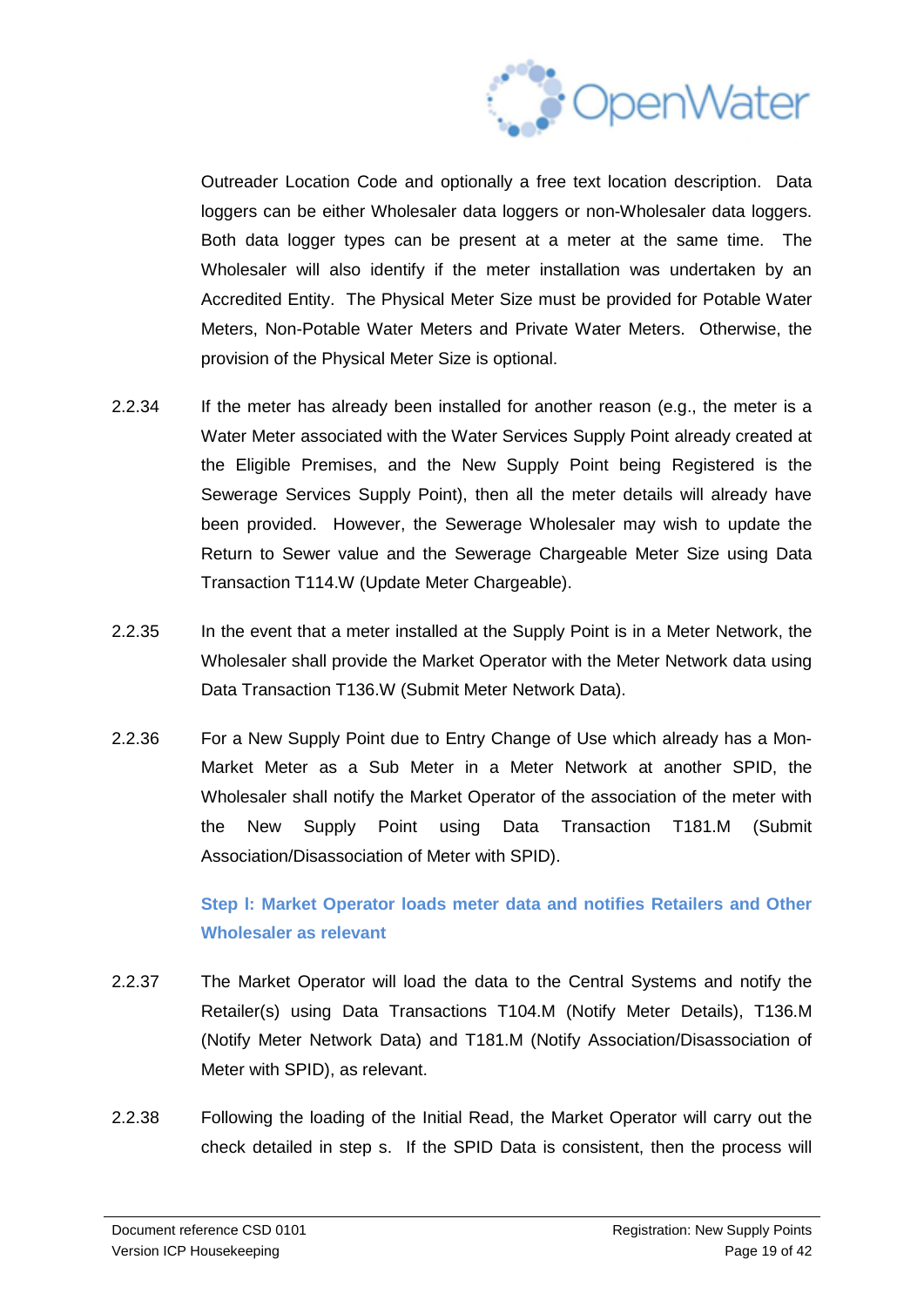Outreader Location Code and optionally a free text location description. Data loggers can be either Wholesaler data loggers or non-Wholesaler data loggers. Both data logger types can be present at a meter at the same time. The Wholesaler will also identify if the meter installation was undertaken by an Accredited Entity. The Physical Meter Size must be provided for Potable Water Meters, Non-Potable Water Meters and Private Water Meters. Otherwise, the provision of the Physical Meter Size is optional.

2.2.34 If the meter has already been installed for another reason (e.g., the meter is a Water Meter associated with the Water Services Supply Point already created at the Eligible Premises, and the New Supply Point being Registered is the Sewerage Services Supply Point), then all the meter details will already have been provided. However, the Sewerage Wholesaler may wish to update the Return to Sewer value and the Sewerage Chargeable Meter Size using Data Transaction T114.W (Update Meter Chargeable).

2.2.35 In the event that a meter installed at the Supply Point is in a Meter Network, the Wholesaler shall provide the Market Operator with the Meter Network data using Data Transaction T136.W (Submit Meter Network Data).

2.2.36 For a New Supply Point due to Entry Change of Use which already has a Mon-Market Meter as a Sub Meter in a Meter Network at another SPID, the Wholesaler shall notify the Market Operator of the association of the meter with the New Supply Point using Data Transaction T181.M (Submit Association/Disassociation of Meter with SPID).

**Step l: Market Operator loads meter data and notifies Retailers and Other Wholesaler as relevant**

2.2.37 The Market Operator will load the data to the Central Systems and notify the Retailer(s) using Data Transactions T104.M (Notify Meter Details), T136.M (Notify Meter Network Data) and T181.M (Notify Association/Disassociation of Meter with SPID), as relevant.

2.2.38 Following the loading of the Initial Read, the Market Operator will carry out the check detailed in step s. If the SPID Data is consistent, then the process will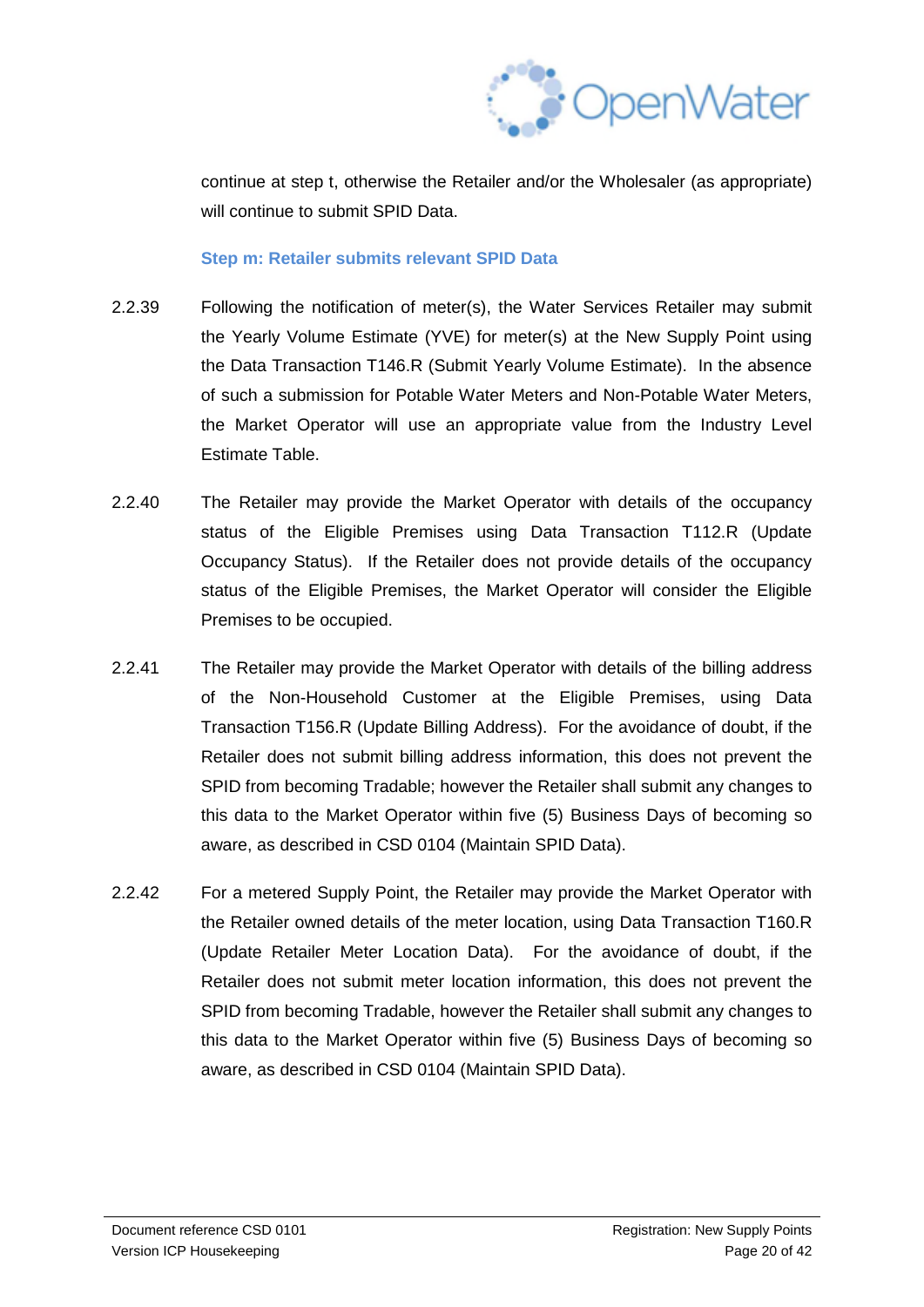continue at step t, otherwise the Retailer and/or the Wholesaler (as appropriate) will continue to submit SPID Data.

### Step m: Retailer submits relevant SPID Data

2.2.39 Following the notification of meter(s), the Water Services Retailer may submit the Yearly Volume Estimate (YVE) for meter(s) at the New Supply Point using the Data Transaction T146.R (Submit Yearly Volume Estimate). In the absence of such a submission for Potable Water Meters and Non-Potable Water Meters, the Market Operator will use an appropriate value from the Industry Level Estimate Table.

2.2.40 The Retailer may provide the Market Operator with details of the occupancy status of the Eligible Premises using Data Transaction T112.R (Update Occupancy Status). If the Retailer does not provide details of the occupancy status of the Eligible Premises, the Market Operator will consider the Eligible Premises to be occupied.

2.2.41 The Retailer may provide the Market Operator with details of the billing address of the Non-Household Customer at the Eligible Premises, using Data Transaction T156.R (Update Billing Address). For the avoidance of doubt, if the Retailer does not submit billing address information, this does not prevent the SPID from becoming Tradable; however the Retailer shall submit any changes to this data to the Market Operator within five (5) Business Days of becoming so aware, as described in CSD 0104 (Maintain SPID Data).

2.2.42 For a metered Supply Point, the Retailer may provide the Market Operator with the Retailer owned details of the meter location, using Data Transaction T160.R (Update Retailer Meter Location Data). For the avoidance of doubt, if the Retailer does not submit meter location information, this does not prevent the SPID from becoming Tradable, however the Retailer shall submit any changes to this data to the Market Operator within five (5) Business Days of becoming so aware, as described in CSD 0104 (Maintain SPID Data).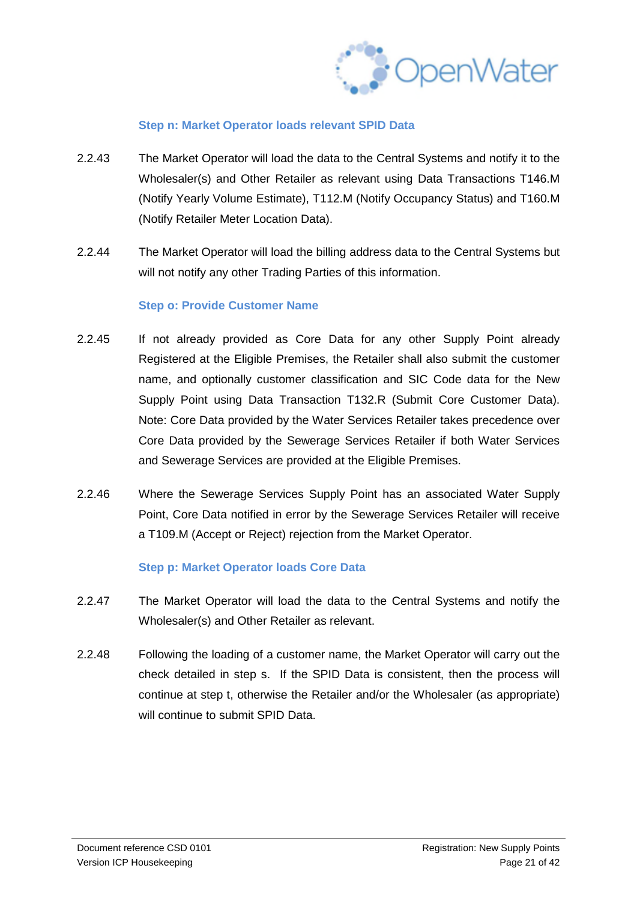#### Step n: Market Operator loads relevant SPID Data

2.2.43 The Market Operator will load the data to the Central Systems and notify it to the Wholesaler(s) and Other Retailer as relevant using Data Transactions T146.M (Notify Yearly Volume Estimate), T112.M (Notify Occupancy Status) and T160.M (Notify Retailer Meter Location Data).

2.2.44 The Market Operator will load the billing address data to the Central Systems but will not notify any other Trading Parties of this information.

#### Step o: Provide Customer Name

2.2.45 If not already provided as Core Data for any other Supply Point already Registered at the Eligible Premises, the Retailer shall also submit the customer name, and optionally customer classification and SIC Code data for the New Supply Point using Data Transaction T132.R (Submit Core Customer Data). Note: Core Data provided by the Water Services Retailer takes precedence over Core Data provided by the Sewerage Services Retailer if both Water Services and Sewerage Services are provided at the Eligible Premises.

2.2.46 Where the Sewerage Services Supply Point has an associated Water Supply Point, Core Data notified in error by the Sewerage Services Retailer will receive a T109.M (Accept or Reject) rejection from the Market Operator.

#### Step p: Market Operator loads Core Data

2.2.47 The Market Operator will load the data to the Central Systems and notify the Wholesaler(s) and Other Retailer as relevant.

2.2.48 Following the loading of a customer name, the Market Operator will carry out the check detailed in step s. If the SPID Data is consistent, then the process will continue at step t, otherwise the Retailer and/or the Wholesaler (as appropriate) will continue to submit SPID Data.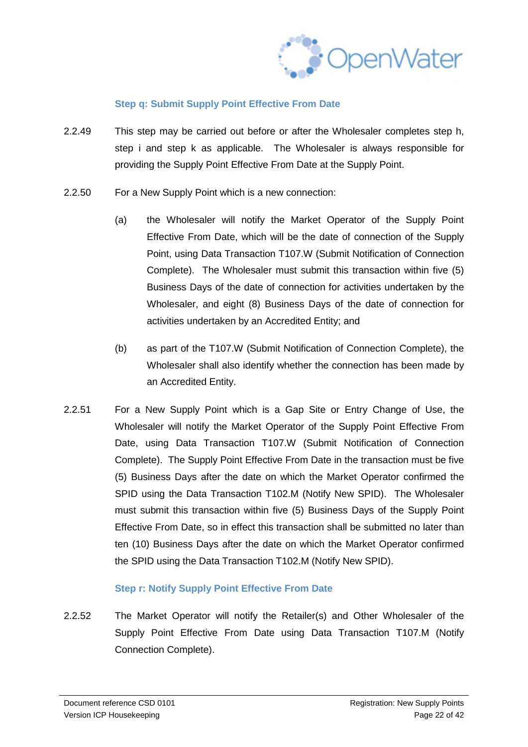### Step q: Submit Supply Point Effective From Date

2.2.49 This step may be carried out before or after the Wholesaler completes step h, step i and step k as applicable. The Wholesaler is always responsible for providing the Supply Point Effective From Date at the Supply Point.

2.2.50 For a New Supply Point which is a new connection:

(a) the Wholesaler will notify the Market Operator of the Supply Point Effective From Date, which will be the date of connection of the Supply Point, using Data Transaction T107.W (Submit Notification of Connection Complete). The Wholesaler must submit this transaction within five (5) Business Days of the date of connection for activities undertaken by the Wholesaler, and eight (8) Business Days of the date of connection for activities undertaken by an Accredited Entity; and

(b) as part of the T107.W (Submit Notification of Connection Complete), the Wholesaler shall also identify whether the connection has been made by an Accredited Entity.

2.2.51 For a New Supply Point which is a Gap Site or Entry Change of Use, the Wholesaler will notify the Market Operator of the Supply Point Effective From Date, using Data Transaction T107.W (Submit Notification of Connection Complete). The Supply Point Effective From Date in the transaction must be five (5) Business Days after the date on which the Market Operator confirmed the SPID using the Data Transaction T102.M (Notify New SPID). The Wholesaler must submit this transaction within five (5) Business Days of the Supply Point Effective From Date, so in effect this transaction shall be submitted no later than ten (10) Business Days after the date on which the Market Operator confirmed the SPID using the Data Transaction T102.M (Notify New SPID).

### Step r: Notify Supply Point Effective From Date

2.2.52 The Market Operator will notify the Retailer(s) and Other Wholesaler of the Supply Point Effective From Date using Data Transaction T107.M (Notify Connection Complete).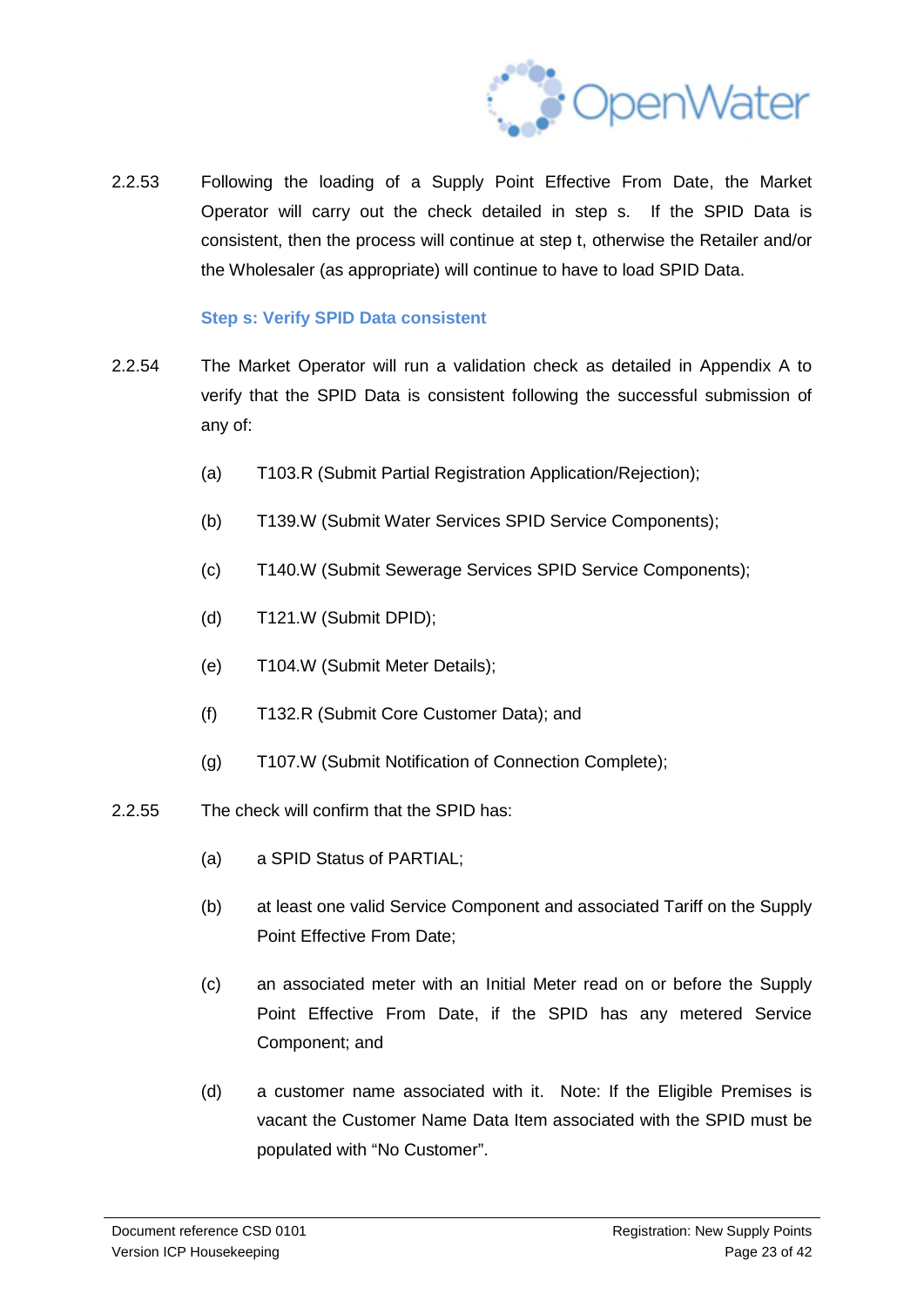2.2.53 Following the loading of a Supply Point Effective From Date, the Market Operator will carry out the check detailed in step s. If the SPID Data is consistent, then the process will continue at step t, otherwise the Retailer and/or the Wholesaler (as appropriate) will continue to have to load SPID Data.

### Step s: Verify SPID Data consistent

2.2.54 The Market Operator will run a validation check as detailed in Appendix A to verify that the SPID Data is consistent following the successful submission of any of:

- (a) T103.R (Submit Partial Registration Application/Rejection);
- (b) T139.W (Submit Water Services SPID Service Components);
- (c) T140.W (Submit Sewerage Services SPID Service Components);
- (d) T121.W (Submit DPID);
- (e) T104.W (Submit Meter Details);
- (f) T132.R (Submit Core Customer Data); and
- (g) T107.W (Submit Notification of Connection Complete);

2.2.55 The check will confirm that the SPID has:

- (a) a SPID Status of PARTIAL;
- (b) at least one valid Service Component and associated Tariff on the Supply Point Effective From Date;
- (c) an associated meter with an Initial Meter read on or before the Supply Point Effective From Date, if the SPID has any metered Service Component; and
- (d) a customer name associated with it. Note: If the Eligible Premises is vacant the Customer Name Data Item associated with the SPID must be populated with "No Customer".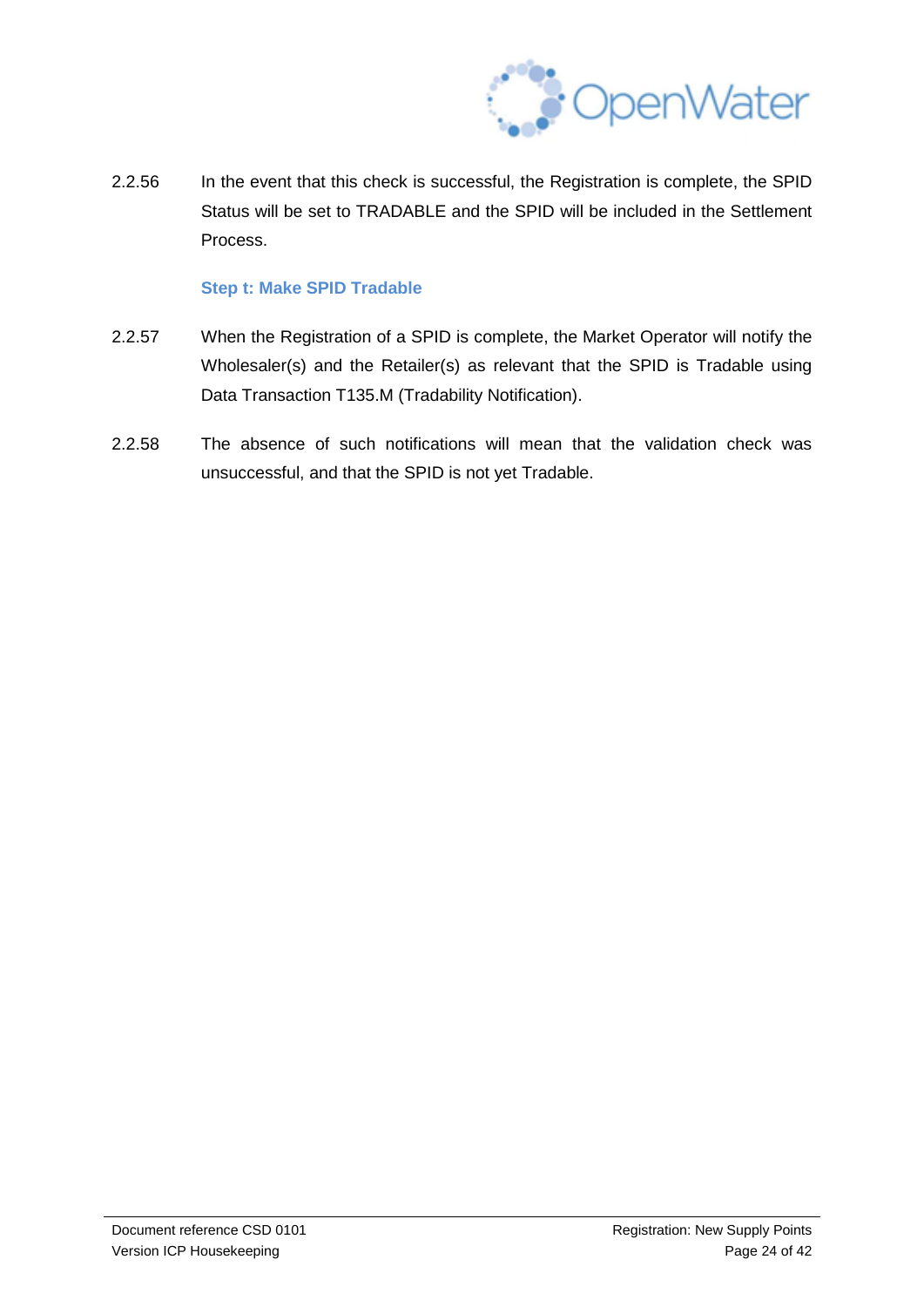2.2.56 In the event that this check is successful, the Registration is complete, the SPID Status will be set to TRADABLE and the SPID will be included in the Settlement Process.

#### Step t: Make SPID Tradable

2.2.57 When the Registration of a SPID is complete, the Market Operator will notify the Wholesaler(s) and the Retailer(s) as relevant that the SPID is Tradable using Data Transaction T135.M (Tradability Notification).

2.2.58 The absence of such notifications will mean that the validation check was unsuccessful, and that the SPID is not yet Tradable.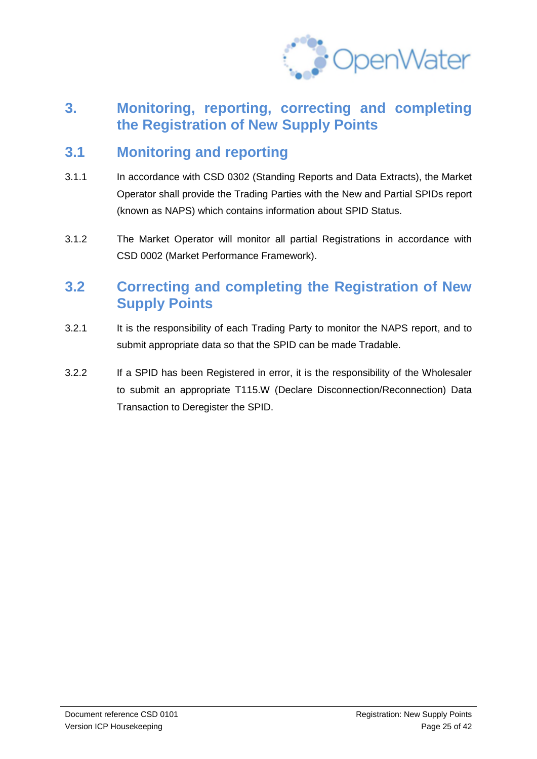# 3. Monitoring, reporting, correcting and completing the Registration of New Supply Points

## 3.1 Monitoring and reporting

3.1.1 In accordance with CSD 0302 (Standing Reports and Data Extracts), the Market Operator shall provide the Trading Parties with the New and Partial SPIDs report (known as NAPS) which contains information about SPID Status.

3.1.2 The Market Operator will monitor all partial Registrations in accordance with CSD 0002 (Market Performance Framework).

## 3.2 Correcting and completing the Registration of New Supply Points

3.2.1 It is the responsibility of each Trading Party to monitor the NAPS report, and to submit appropriate data so that the SPID can be made Tradable.

3.2.2 If a SPID has been Registered in error, it is the responsibility of the Wholesaler to submit an appropriate T115.W (Declare Disconnection/Reconnection) Data Transaction to Deregister the SPID.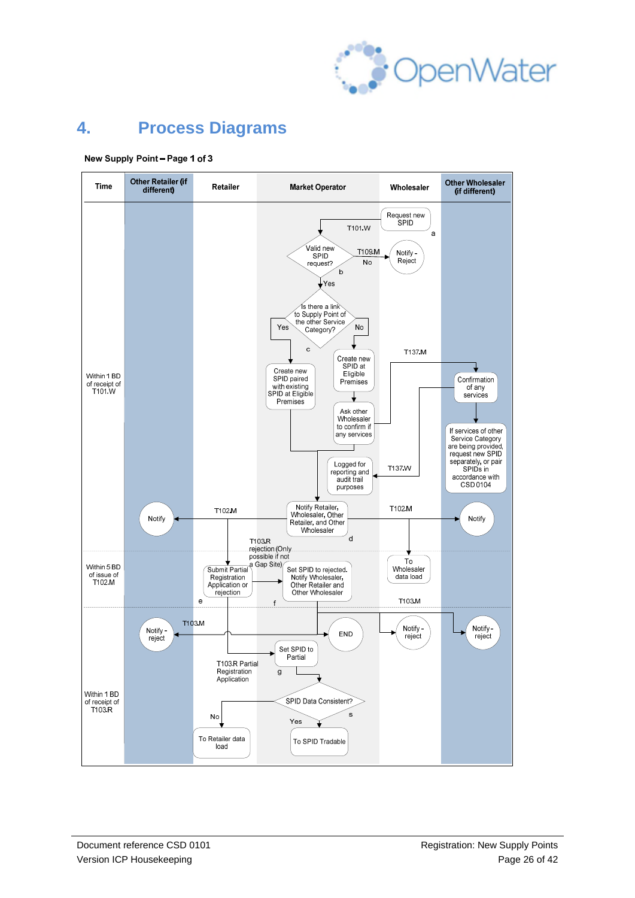# 4. Process Diagrams

**New Supply Point – Page 1 of 3**

| Time | Other Retailer (if different) | Retailer | Market Operator | Wholesaler | Other Wholesaler (if different) |
|---|---|---|---|---|---|

Within 1 BD of receipt of T101.W

- Request new SPID (a) → T101.W
- Valid new SPID request? (b) — No → T109.M → Notify - Reject; Yes →
- Is there a link to Supply Point of the other Service Category? (c)
  - Yes → Create new SPID paired with existing SPID at Eligible Premises
  - No → Create new SPID at Eligible Premises → Ask other Wholesaler to confirm if any services → T137.M → Confirmation of any services → If services of other Service Category are being provided, request new SPID separately, or pair SPIDs in accordance with CSD 0104 → T137.W → Logged for reporting and audit trail purposes
- Notify Retailer, Wholesaler, Other Retailer, and Other Wholesaler (d) → T102.M → Notify (Other Retailer); T102.M → Notify (Other Wholesaler); To Wholesaler data load

Within 5 BD of issue of T102.M

- Submit Partial Registration Application or rejection (e) → T103.R rejection (Only possible if not a Gap Site) → Set SPID to rejected. Notify Wholesaler, Other Retailer and Other Wholesaler (f) → T103.M

Within 1 BD of receipt of T103.R

- T103.M → Notify - reject (Other Retailer); END; Notify - reject (Wholesaler); Notify - reject (Other Wholesaler)
- T103.R Partial Registration Application → Set SPID to Partial (g) → SPID Data Consistent? (s)
  - No → To Retailer data load
  - Yes → To SPID Tradable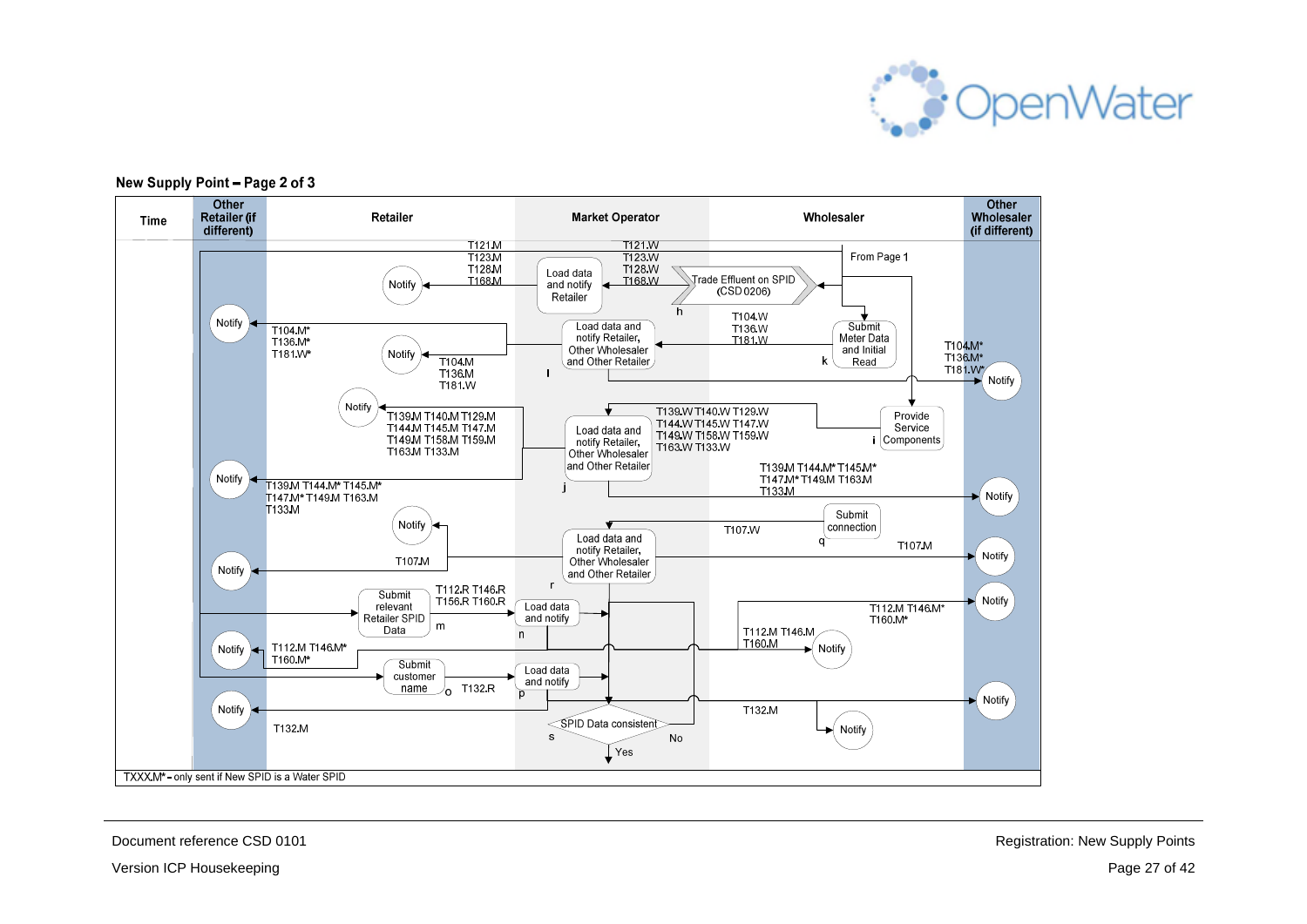## New Supply Point – Page 2 of 3

| Time | Other Retailer (if different) | Retailer | Market Operator | Wholesaler | Other Wholesaler (if different) |
|---|---|---|---|---|---|

From Page 1

Trade Effluent on SPID (CSD 0206)

h

Load data and notify Retailer

T121.W T123.W T128.W T168.W

T121.M T123.M T128.M T168.M

Notify

Submit Meter Data and Initial Read

k

T104.W T136.W T181.W

Load data and notify Retailer, Other Wholesaler and Other Retailer

l

T104.M T136.M T181.W

Notify

T104.M* T136.M* T181.W*

Notify

T104.M* T136.M* T181.W*

Notify

Provide Service Components

i

T139.W T140.W T129.W T144.W T145.W T147.W T149.W T158.W T159.W T163.W T133.W

Load data and notify Retailer, Other Wholesaler and Other Retailer

j

T139.M T140.M T129.M T144.M T145.M T147.M T149.M T158.M T159.M T163.M T133.M

Notify

T139.M T144.M* T145.M* T147.M* T149.M T163.M T133.M

Notify

T139.M T144.M* T145.M* T147.M* T149.M T163.M T133.M

Notify

Submit connection

q

T107.W

Load data and notify Retailer, Other Wholesaler and Other Retailer

r

Notify

T107.M

Notify

T107.M

Notify

Submit relevant Retailer SPID Data

m

T112.R T146.R T156.R T160.R

Load data and notify

n

T112.M T146.M* T160.M*

Notify

T112.M T146.M T160.M

Notify

T112.M T146.M* T160.M*

Notify

Submit customer name

o

T132.R

Load data and notify

p

T132.M

Notify

T132.M

Notify

Notify

SPID Data consistent

s

No

Yes

TXXX.M* - only sent if New SPID is a Water SPID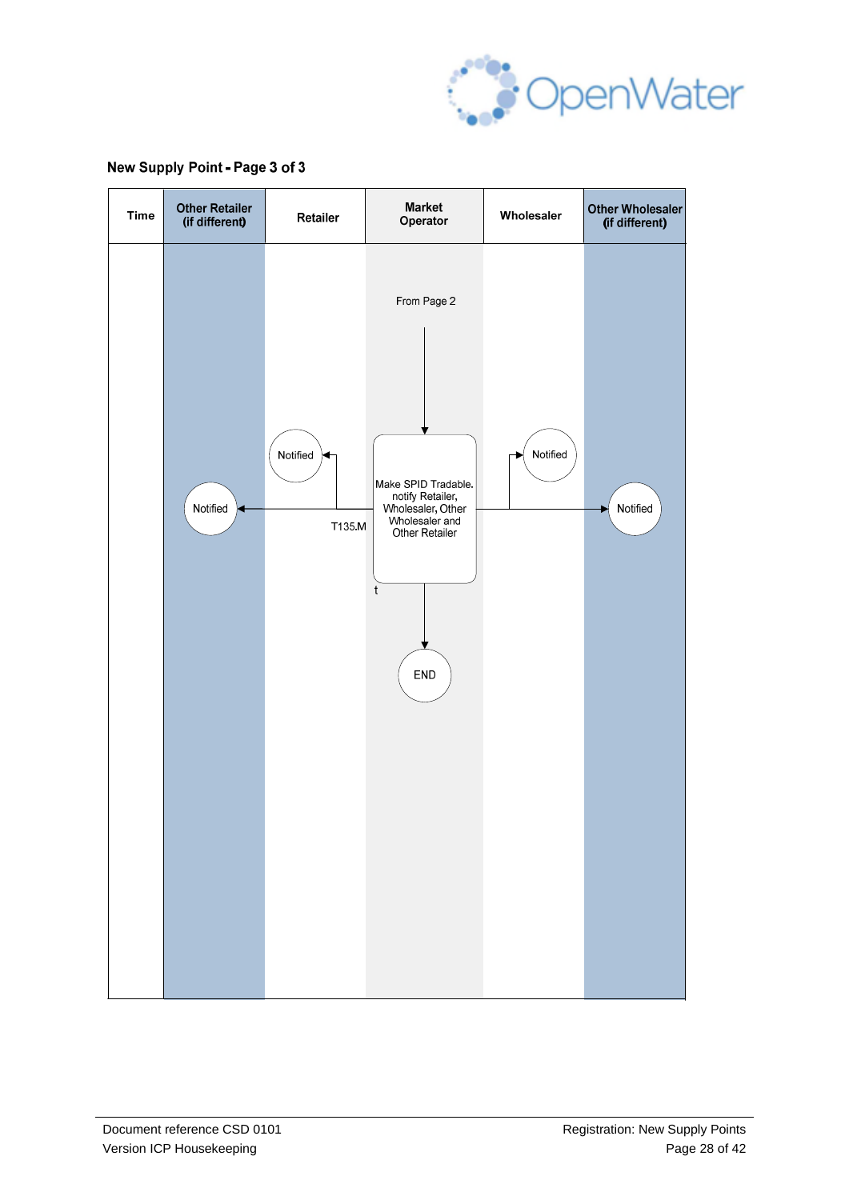## New Supply Point - Page 3 of 3

| Time | Other Retailer (if different) | Retailer | Market Operator | Wholesaler | Other Wholesaler (if different) |
|---|---|---|---|---|---|
| | | | From Page 2 | | |
| | Notified | Notified | Make SPID Tradable. notify Retailer, Wholesaler, Other Wholesaler and Other Retailer | Notified | Notified |
| | | T135.M | t | | |
| | | | END | | |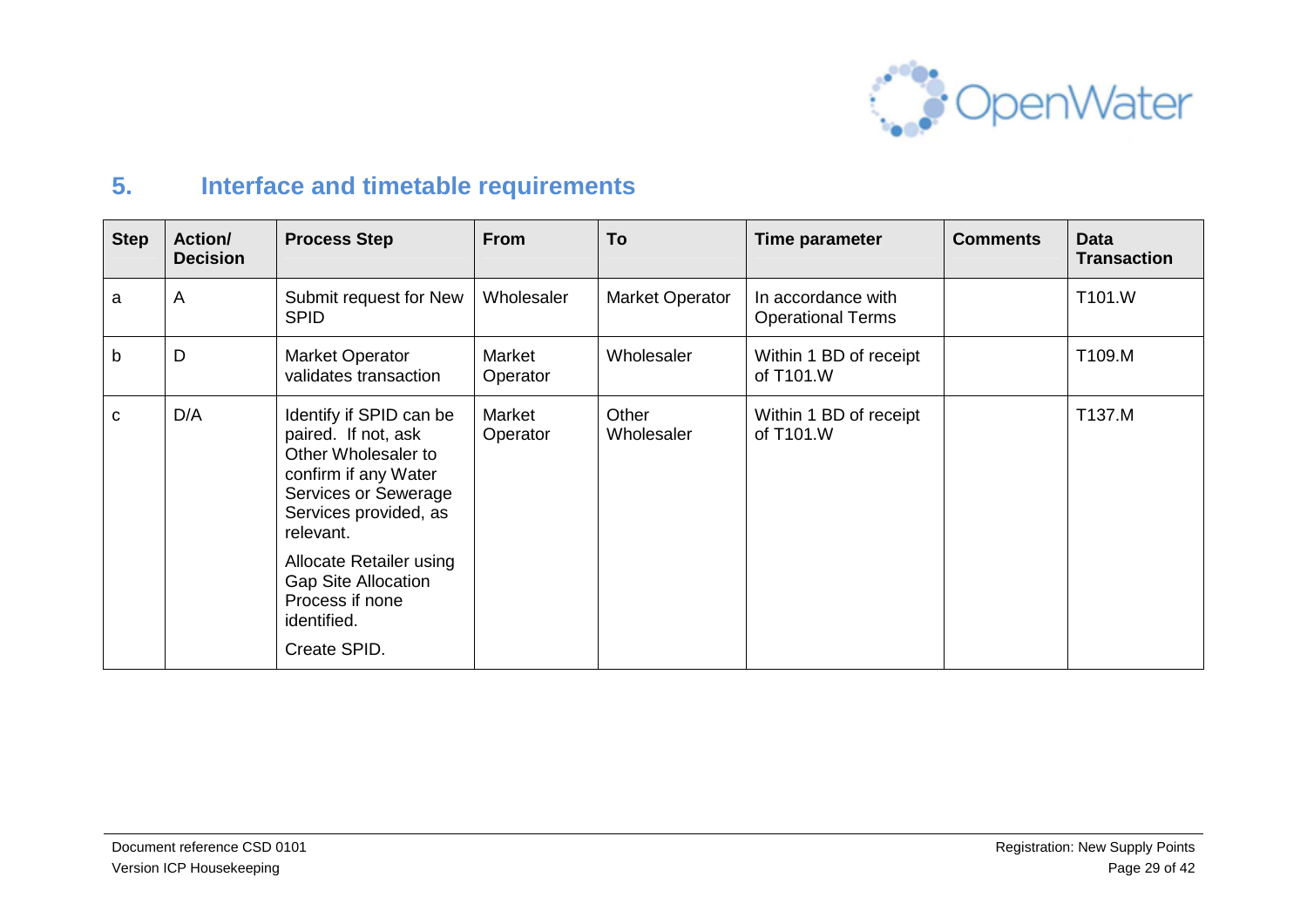## 5. Interface and timetable requirements

| Step | Action/ Decision | Process Step | From | To | Time parameter | Comments | Data Transaction |
|---|---|---|---|---|---|---|---|
| a | A | Submit request for New SPID | Wholesaler | Market Operator | In accordance with Operational Terms | | T101.W |
| b | D | Market Operator validates transaction | Market Operator | Wholesaler | Within 1 BD of receipt of T101.W | | T109.M |
| c | D/A | Identify if SPID can be paired. If not, ask Other Wholesaler to confirm if any Water Services or Sewerage Services provided, as relevant.<br><br>Allocate Retailer using Gap Site Allocation Process if none identified.<br><br>Create SPID. | Market Operator | Other Wholesaler | Within 1 BD of receipt of T101.W | | T137.M |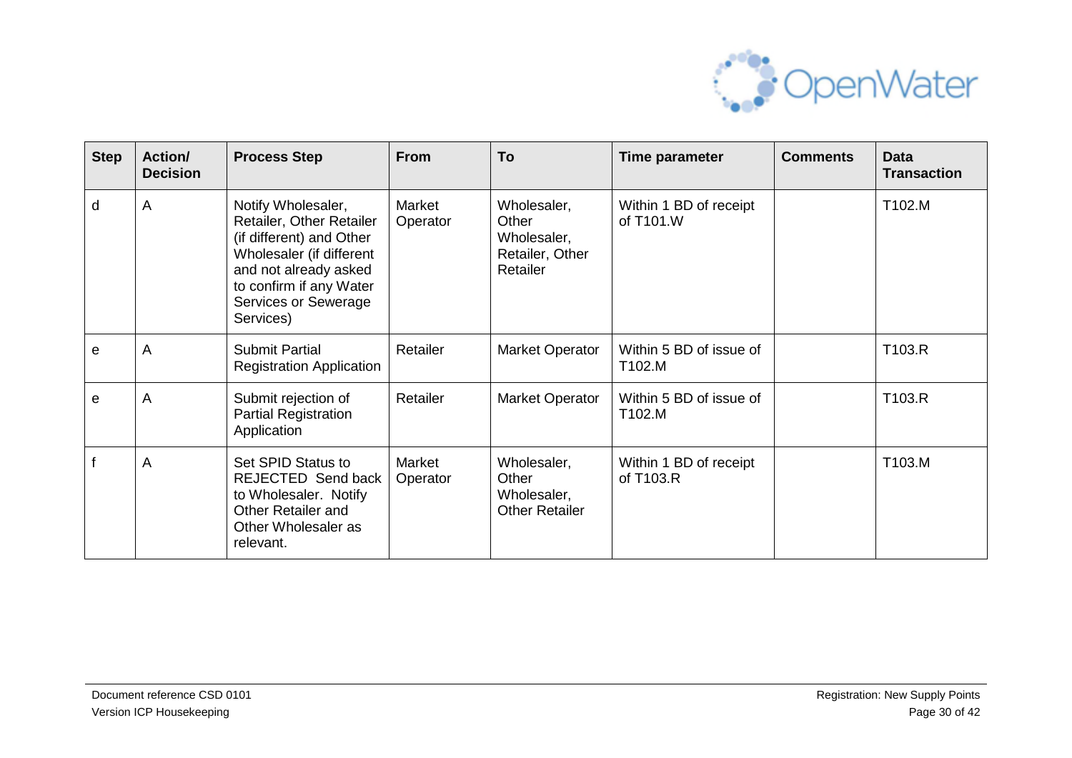| Step | Action/ Decision | Process Step | From | To | Time parameter | Comments | Data Transaction |
|---|---|---|---|---|---|---|---|
| d | A | Notify Wholesaler, Retailer, Other Retailer (if different) and Other Wholesaler (if different and not already asked to confirm if any Water Services or Sewerage Services) | Market Operator | Wholesaler, Other Wholesaler, Retailer, Other Retailer | Within 1 BD of receipt of T101.W | | T102.M |
| e | A | Submit Partial Registration Application | Retailer | Market Operator | Within 5 BD of issue of T102.M | | T103.R |
| e | A | Submit rejection of Partial Registration Application | Retailer | Market Operator | Within 5 BD of issue of T102.M | | T103.R |
| f | A | Set SPID Status to REJECTED Send back to Wholesaler. Notify Other Retailer and Other Wholesaler as relevant. | Market Operator | Wholesaler, Other Wholesaler, Other Retailer | Within 1 BD of receipt of T103.R | | T103.M |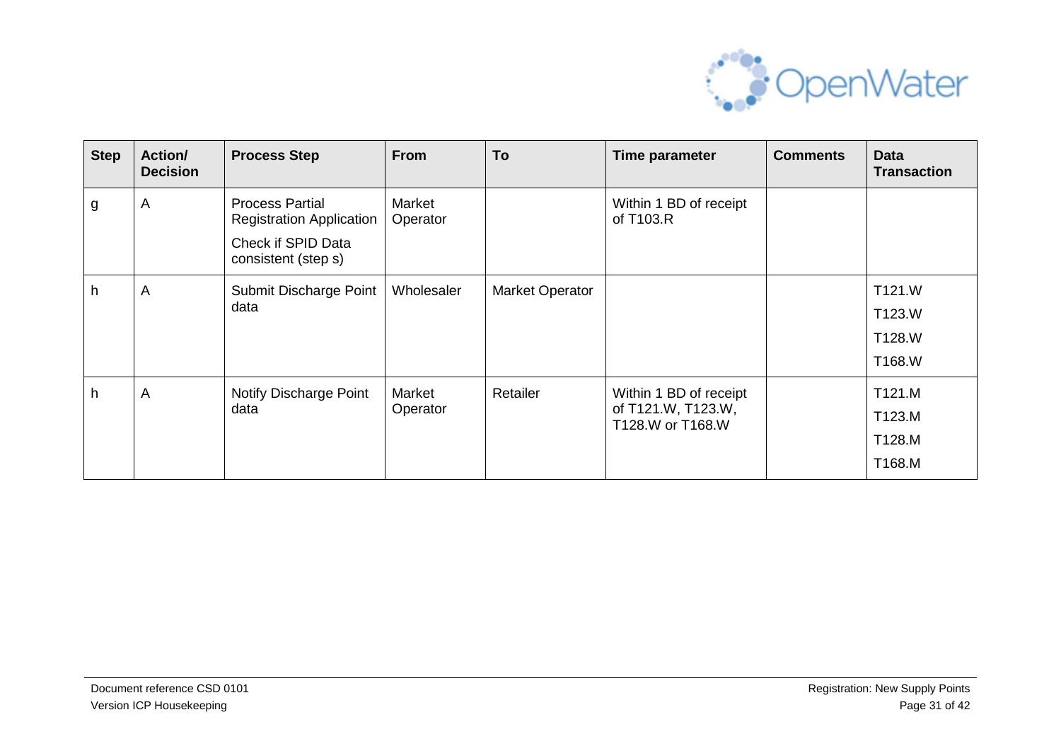| Step | Action/ Decision | Process Step | From | To | Time parameter | Comments | Data Transaction |
|---|---|---|---|---|---|---|---|
| g | A | Process Partial Registration Application<br>Check if SPID Data consistent (step s) | Market Operator | | Within 1 BD of receipt of T103.R | | |
| h | A | Submit Discharge Point data | Wholesaler | Market Operator | | | T121.W<br>T123.W<br>T128.W<br>T168.W |
| h | A | Notify Discharge Point data | Market Operator | Retailer | Within 1 BD of receipt of T121.W, T123.W, T128.W or T168.W | | T121.M<br>T123.M<br>T128.M<br>T168.M |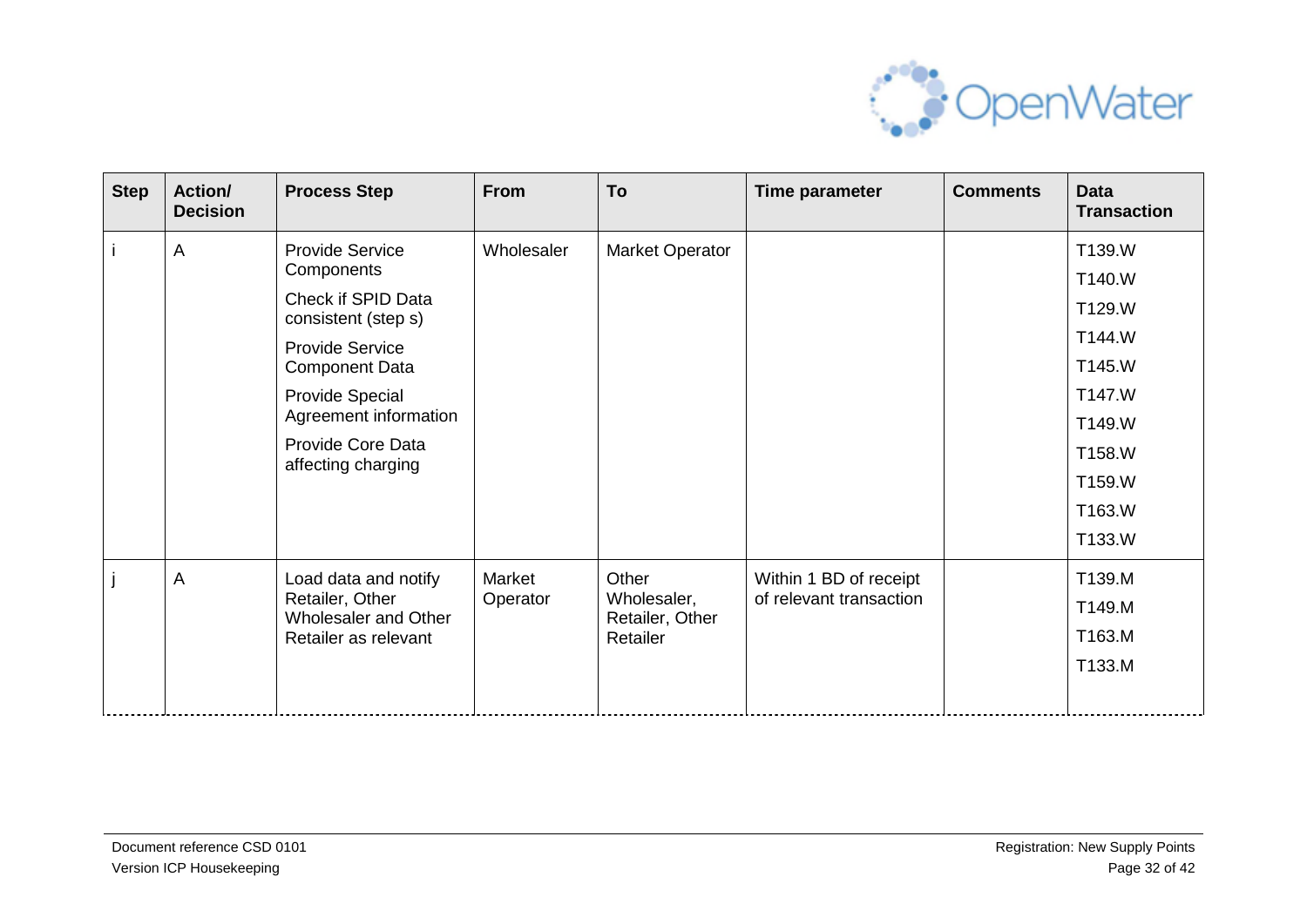| Step | Action/ Decision | Process Step | From | To | Time parameter | Comments | Data Transaction |
|---|---|---|---|---|---|---|---|
| i | A | Provide Service Components<br><br>Check if SPID Data consistent (step s)<br><br>Provide Service Component Data<br><br>Provide Special Agreement information<br><br>Provide Core Data affecting charging | Wholesaler | Market Operator | | | T139.W<br>T140.W<br>T129.W<br>T144.W<br>T145.W<br>T147.W<br>T149.W<br>T158.W<br>T159.W<br>T163.W<br>T133.W |
| j | A | Load data and notify Retailer, Other Wholesaler and Other Retailer as relevant | Market Operator | Other Wholesaler, Retailer, Other Retailer | Within 1 BD of receipt of relevant transaction | | T139.M<br>T149.M<br>T163.M<br>T133.M |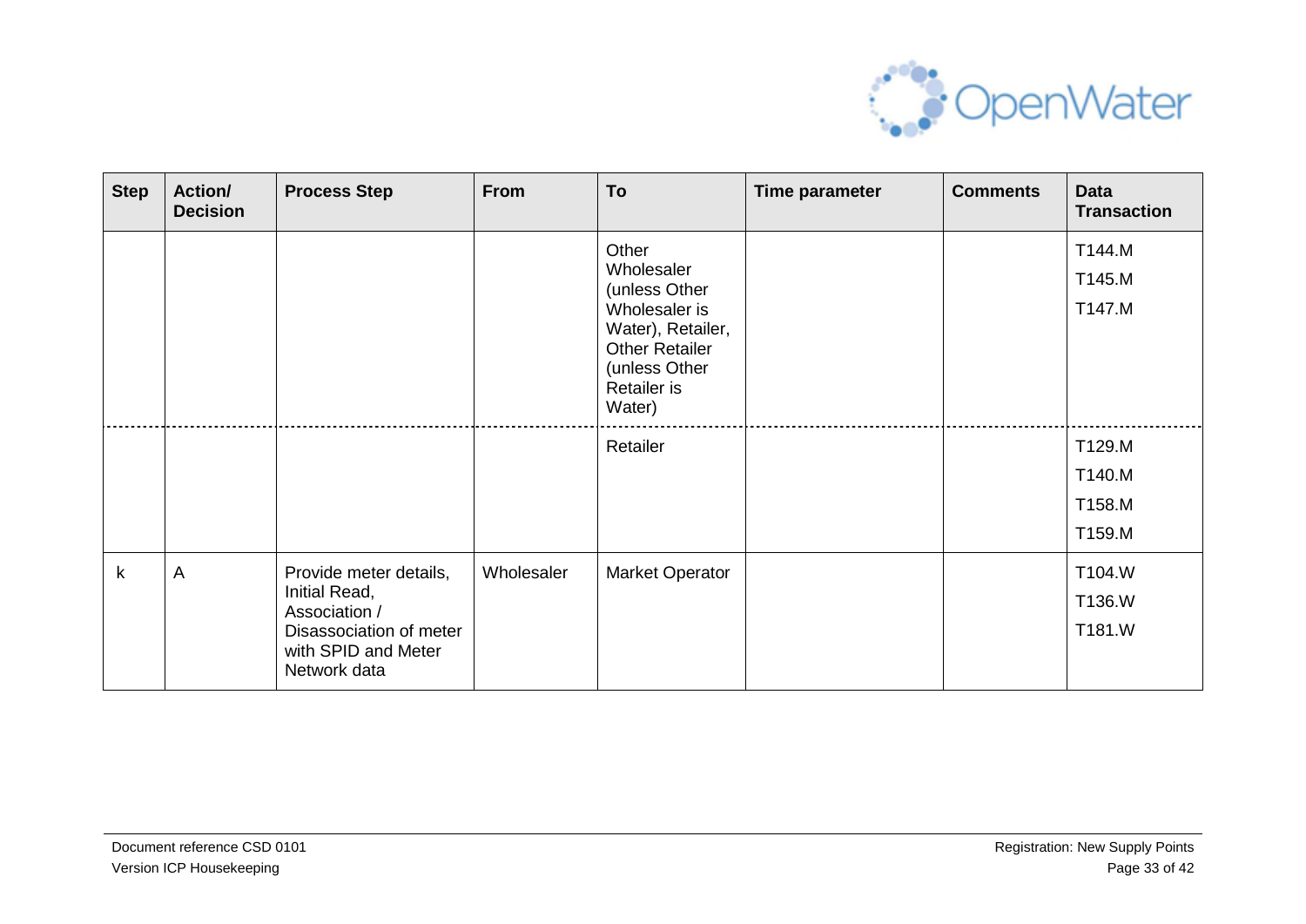| Step | Action/ Decision | Process Step | From | To | Time parameter | Comments | Data Transaction |
|---|---|---|---|---|---|---|---|
| | | | | Other Wholesaler (unless Other Wholesaler is Water), Retailer, Other Retailer (unless Other Retailer is Water) | | | T144.M<br>T145.M<br>T147.M |
| | | | | Retailer | | | T129.M<br>T140.M<br>T158.M<br>T159.M |
| k | A | Provide meter details, Initial Read, Association / Disassociation of meter with SPID and Meter Network data | Wholesaler | Market Operator | | | T104.W<br>T136.W<br>T181.W |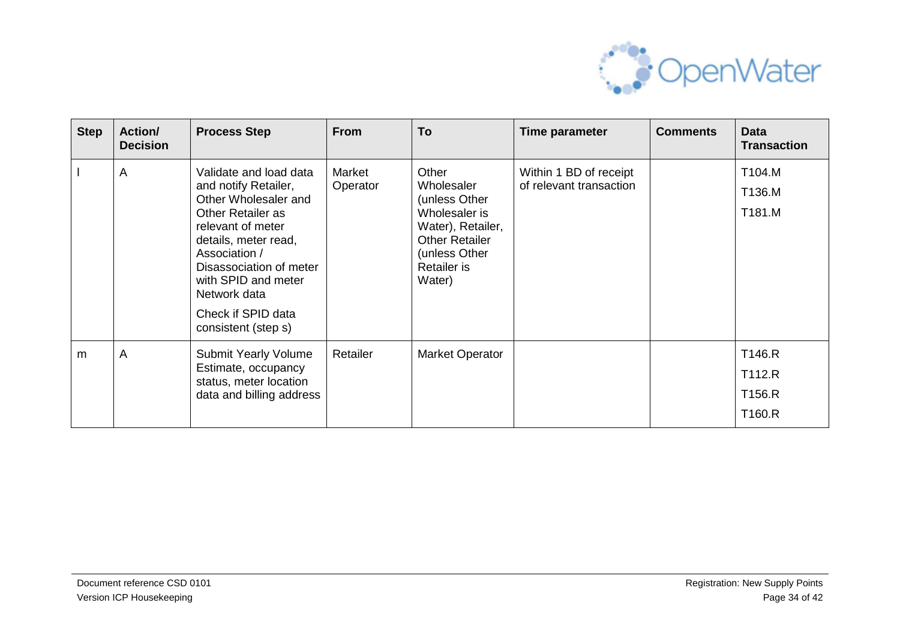| Step | Action/ Decision | Process Step | From | To | Time parameter | Comments | Data Transaction |
|---|---|---|---|---|---|---|---|
| l | A | Validate and load data and notify Retailer, Other Wholesaler and Other Retailer as relevant of meter details, meter read, Association / Disassociation of meter with SPID and meter Network data<br><br>Check if SPID data consistent (step s) | Market Operator | Other Wholesaler (unless Other Wholesaler is Water), Retailer, Other Retailer (unless Other Retailer is Water) | Within 1 BD of receipt of relevant transaction | | T104.M<br>T136.M<br>T181.M |
| m | A | Submit Yearly Volume Estimate, occupancy status, meter location data and billing address | Retailer | Market Operator | | | T146.R<br>T112.R<br>T156.R<br>T160.R |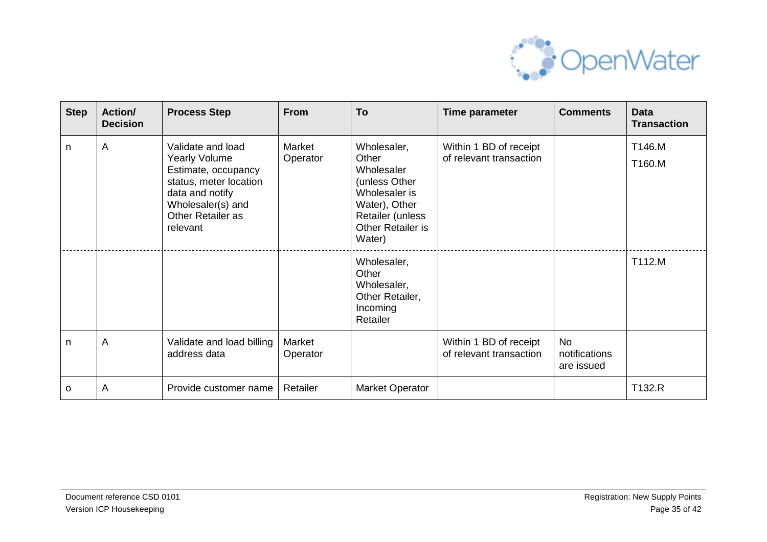| Step | Action/ Decision | Process Step | From | To | Time parameter | Comments | Data Transaction |
|---|---|---|---|---|---|---|---|
| n | A | Validate and load Yearly Volume Estimate, occupancy status, meter location data and notify Wholesaler(s) and Other Retailer as relevant | Market Operator | Wholesaler, Other Wholesaler (unless Other Wholesaler is Water), Other Retailer (unless Other Retailer is Water) | Within 1 BD of receipt of relevant transaction | | T146.M T160.M |
| | | | | Wholesaler, Other Wholesaler, Other Retailer, Incoming Retailer | | | T112.M |
| n | A | Validate and load billing address data | Market Operator | | Within 1 BD of receipt of relevant transaction | No notifications are issued | |
| o | A | Provide customer name | Retailer | Market Operator | | | T132.R |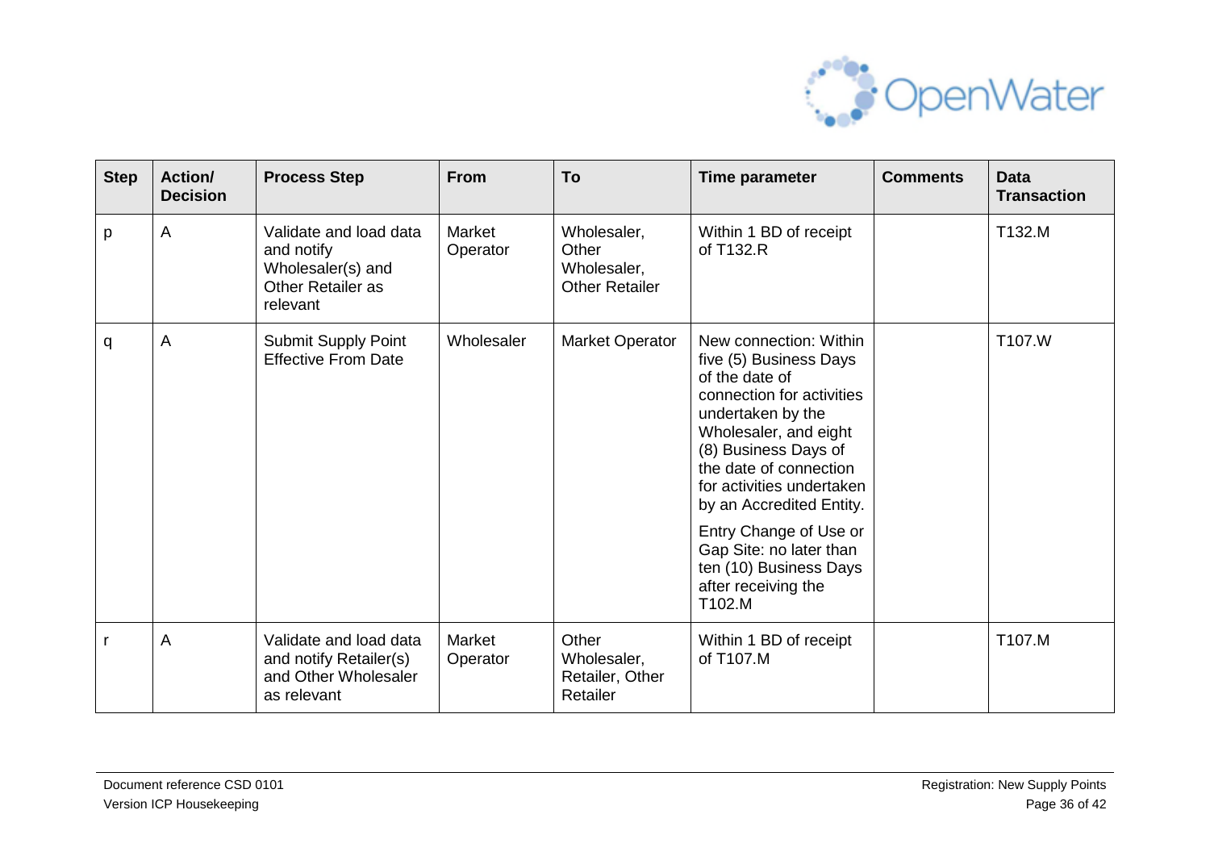| Step | Action/ Decision | Process Step | From | To | Time parameter | Comments | Data Transaction |
|---|---|---|---|---|---|---|---|
| p | A | Validate and load data and notify Wholesaler(s) and Other Retailer as relevant | Market Operator | Wholesaler, Other Wholesaler, Other Retailer | Within 1 BD of receipt of T132.R | | T132.M |
| q | A | Submit Supply Point Effective From Date | Wholesaler | Market Operator | New connection: Within five (5) Business Days of the date of connection for activities undertaken by the Wholesaler, and eight (8) Business Days of the date of connection for activities undertaken by an Accredited Entity.<br><br>Entry Change of Use or Gap Site: no later than ten (10) Business Days after receiving the T102.M | | T107.W |
| r | A | Validate and load data and notify Retailer(s) and Other Wholesaler as relevant | Market Operator | Other Wholesaler, Retailer, Other Retailer | Within 1 BD of receipt of T107.M | | T107.M |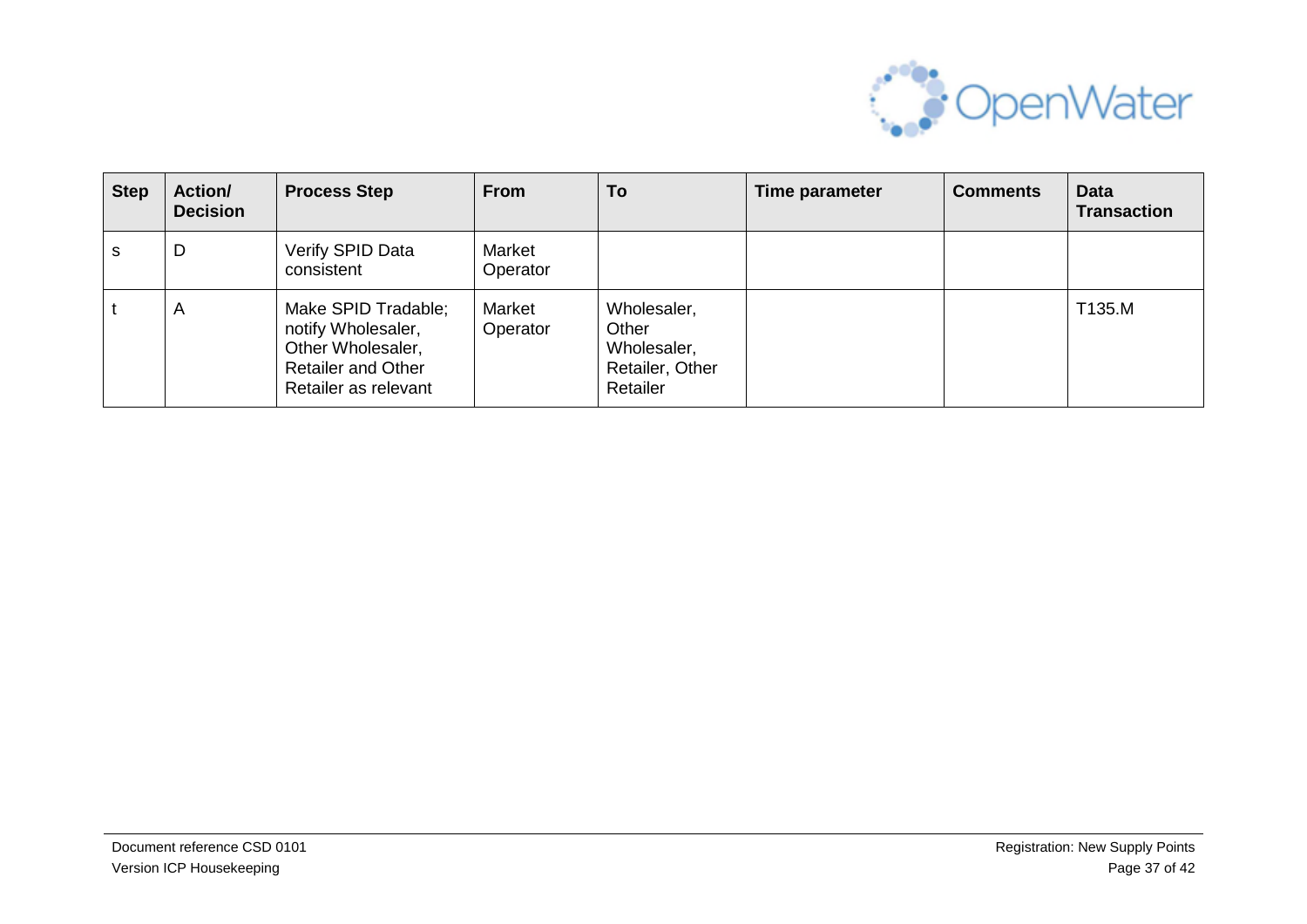| Step | Action/ Decision | Process Step | From | To | Time parameter | Comments | Data Transaction |
|---|---|---|---|---|---|---|---|
| s | D | Verify SPID Data consistent | Market Operator | | | | |
| t | A | Make SPID Tradable; notify Wholesaler, Other Wholesaler, Retailer and Other Retailer as relevant | Market Operator | Wholesaler, Other Wholesaler, Retailer, Other Retailer | | | T135.M |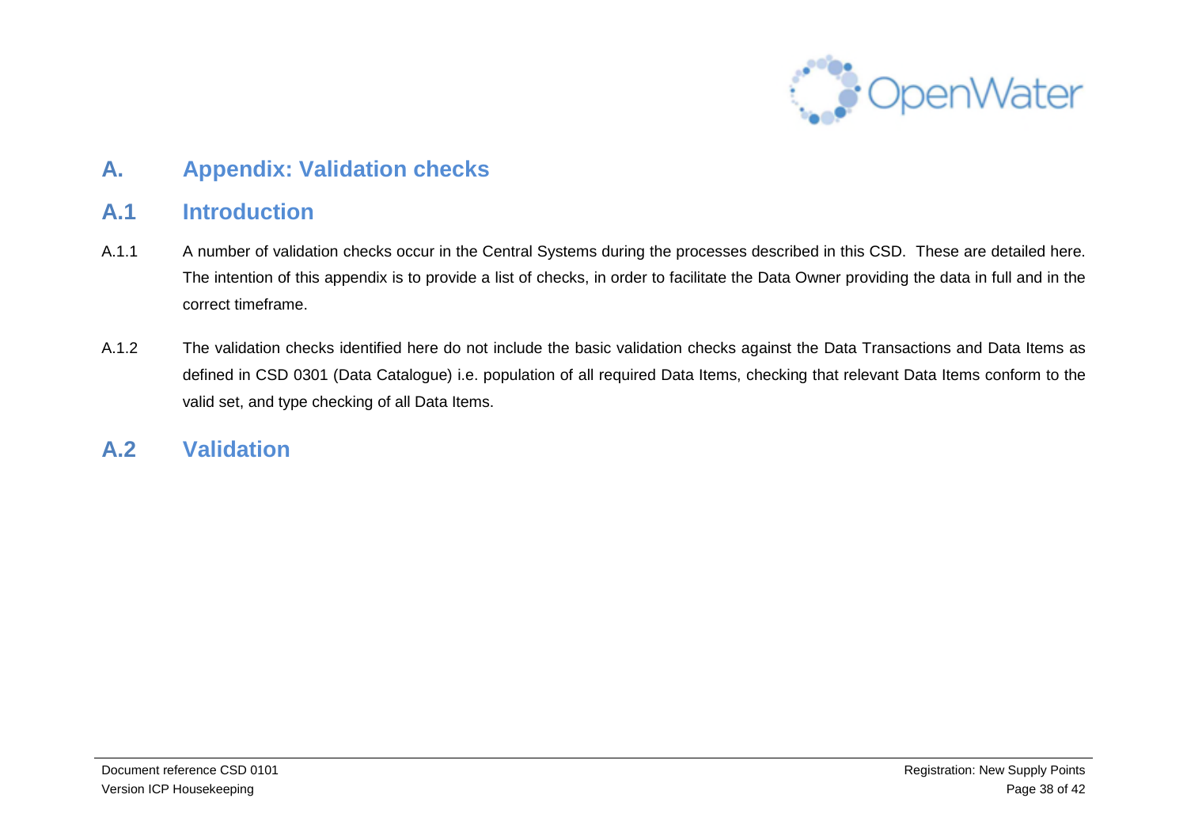# A. Appendix: Validation checks

## A.1 Introduction

A.1.1 A number of validation checks occur in the Central Systems during the processes described in this CSD. These are detailed here. The intention of this appendix is to provide a list of checks, in order to facilitate the Data Owner providing the data in full and in the correct timeframe.

A.1.2 The validation checks identified here do not include the basic validation checks against the Data Transactions and Data Items as defined in CSD 0301 (Data Catalogue) i.e. population of all required Data Items, checking that relevant Data Items conform to the valid set, and type checking of all Data Items.

## A.2 Validation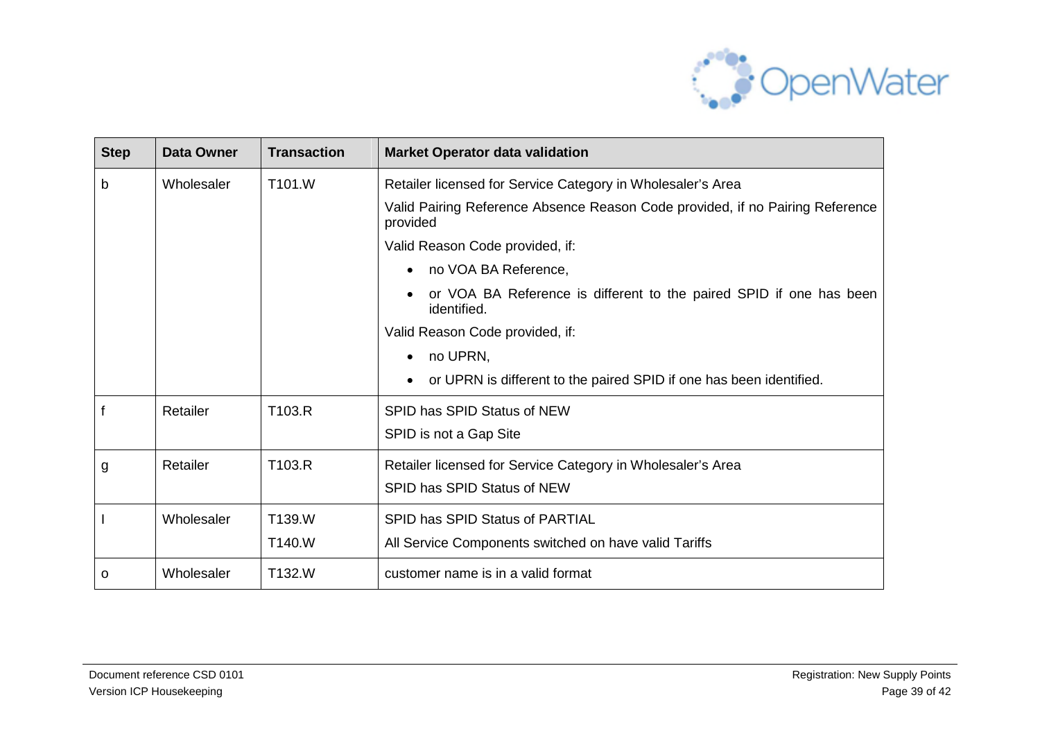| Step | Data Owner | Transaction | Market Operator data validation |
|---|---|---|---|
| b | Wholesaler | T101.W | Retailer licensed for Service Category in Wholesaler's Area<br>Valid Pairing Reference Absence Reason Code provided, if no Pairing Reference provided<br>Valid Reason Code provided, if:<br>• no VOA BA Reference,<br>• or VOA BA Reference is different to the paired SPID if one has been identified.<br>Valid Reason Code provided, if:<br>• no UPRN,<br>• or UPRN is different to the paired SPID if one has been identified. |
| f | Retailer | T103.R | SPID has SPID Status of NEW<br>SPID is not a Gap Site |
| g | Retailer | T103.R | Retailer licensed for Service Category in Wholesaler's Area<br>SPID has SPID Status of NEW |
| l | Wholesaler | T139.W<br>T140.W | SPID has SPID Status of PARTIAL<br>All Service Components switched on have valid Tariffs |
| o | Wholesaler | T132.W | customer name is in a valid format |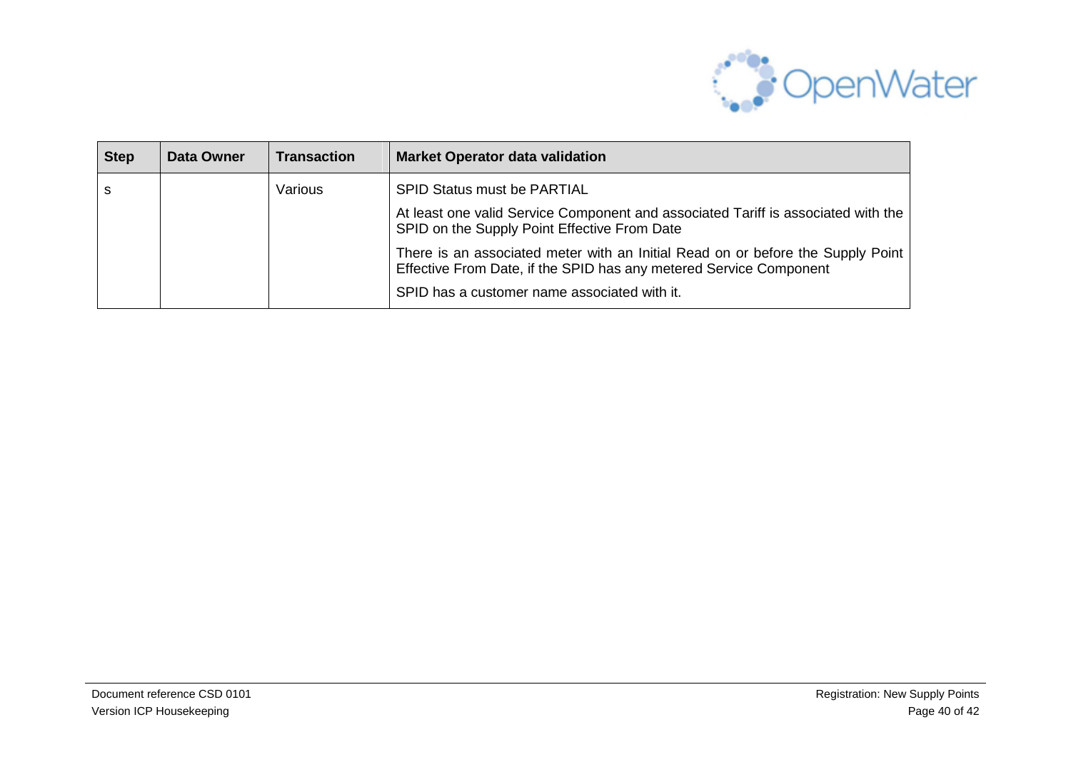| Step | Data Owner | Transaction | Market Operator data validation |
| --- | --- | --- | --- |
| s | | Various | SPID Status must be PARTIAL<br><br>At least one valid Service Component and associated Tariff is associated with the SPID on the Supply Point Effective From Date<br><br>There is an associated meter with an Initial Read on or before the Supply Point Effective From Date, if the SPID has any metered Service Component<br><br>SPID has a customer name associated with it. |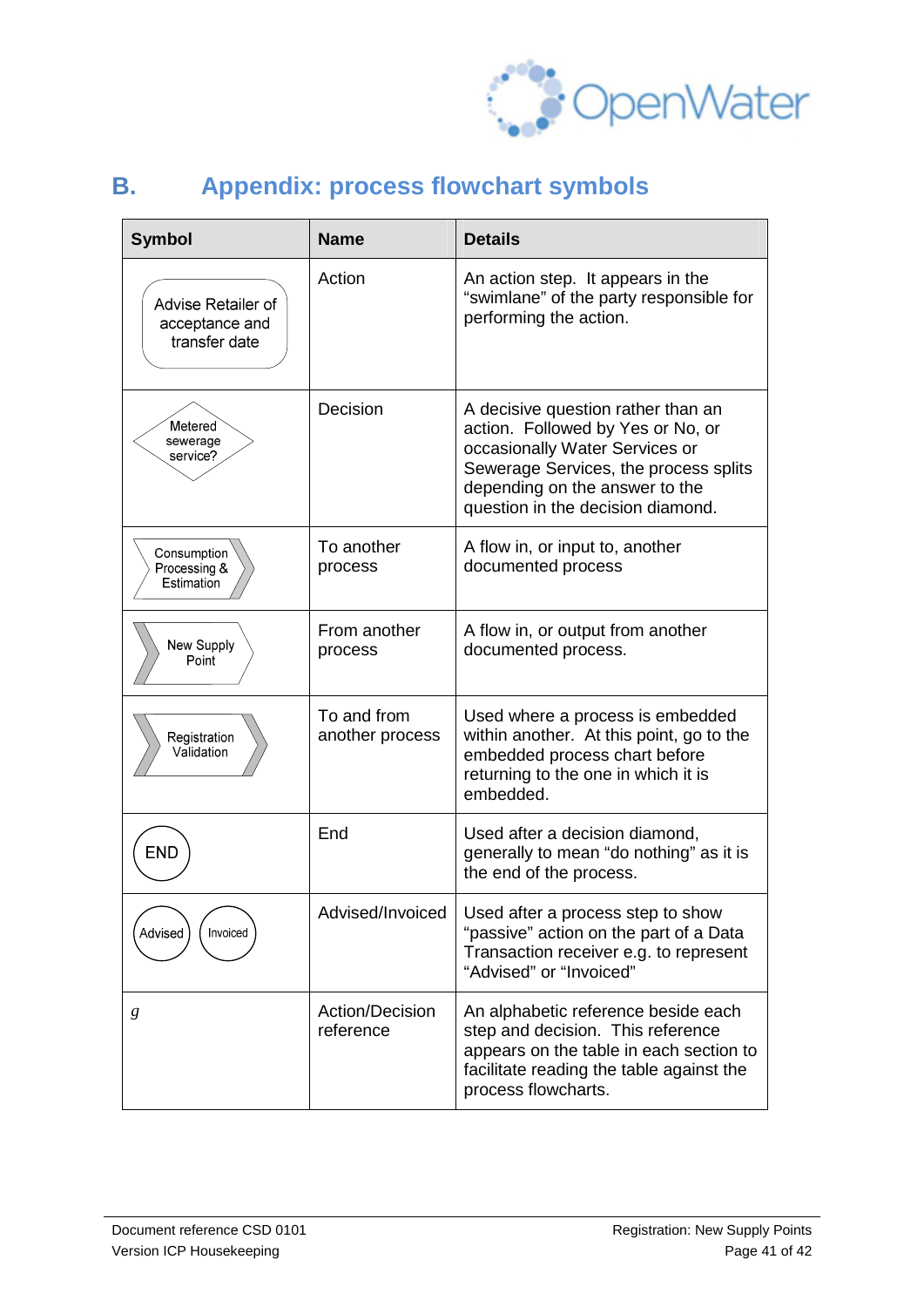## B. Appendix: process flowchart symbols

| Symbol | Name | Details |
|---|---|---|
| Advise Retailer of acceptance and transfer date | Action | An action step. It appears in the "swimlane" of the party responsible for performing the action. |
| Metered sewerage service? | Decision | A decisive question rather than an action. Followed by Yes or No, or occasionally Water Services or Sewerage Services, the process splits depending on the answer to the question in the decision diamond. |
| Consumption Processing & Estimation | To another process | A flow in, or input to, another documented process |
| New Supply Point | From another process | A flow in, or output from another documented process. |
| Registration Validation | To and from another process | Used where a process is embedded within another. At this point, go to the embedded process chart before returning to the one in which it is embedded. |
| END | End | Used after a decision diamond, generally to mean "do nothing" as it is the end of the process. |
| Advised Invoiced | Advised/Invoiced | Used after a process step to show "passive" action on the part of a Data Transaction receiver e.g. to represent "Advised" or "Invoiced" |
| *g* | Action/Decision reference | An alphabetic reference beside each step and decision. This reference appears on the table in each section to facilitate reading the table against the process flowcharts. |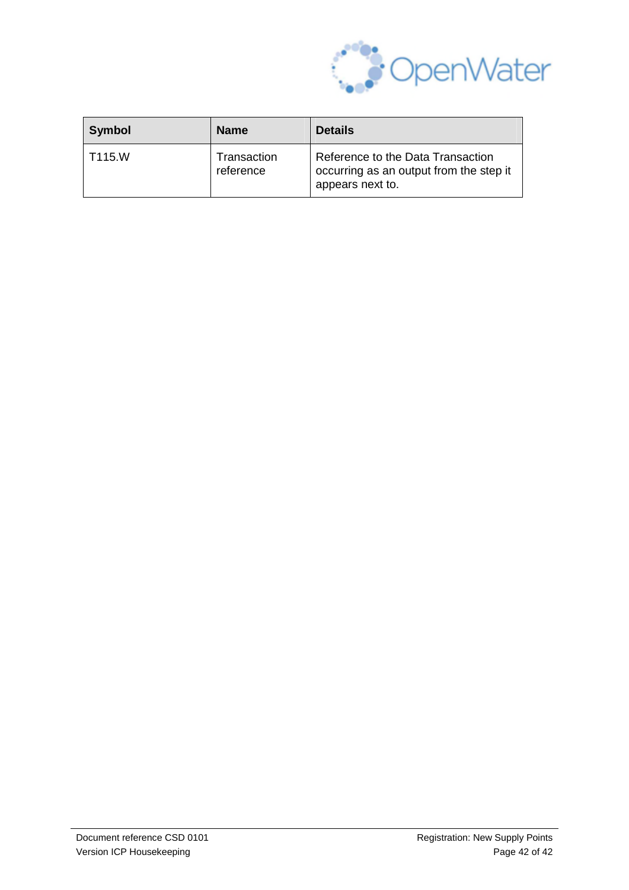| Symbol | Name | Details |
|---|---|---|
| T115.W | Transaction reference | Reference to the Data Transaction occurring as an output from the step it appears next to. |